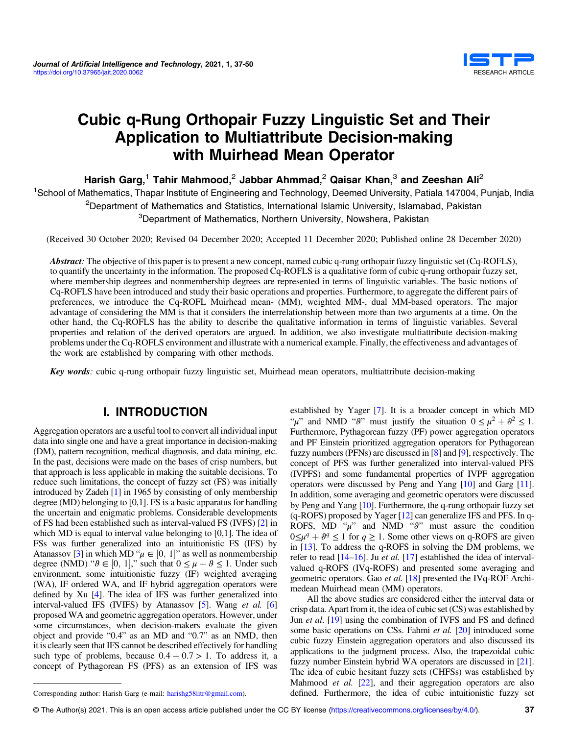# Cubic q-Rung Orthopair Fuzzy Linguistic Set and Their Application to Multiattribute Decision-making with Muirhead Mean Operator

**Harish Garg,[1] Tahir Mahmood,[2] Jabbar Ahmmad,[2] Qaisar Khan,[3] and Zeeshan Ali[2]**

[1]School of Mathematics, Thapar Institute of Engineering and Technology, Deemed University, Patiala 147004, Punjab, India

[2]Department of Mathematics and Statistics, International Islamic University, Islamabad, Pakistan

[3]Department of Mathematics, Northern University, Nowshera, Pakistan

(Received 30 October 2020; Revised 04 December 2020; Accepted 11 December 2020; Published online 28 December 2020)

***Abstract:*** The objective of this paper is to present a new concept, named cubic q-rung orthopair fuzzy linguistic set (Cq-ROFLS), to quantify the uncertainty in the information. The proposed Cq-ROFLS is a qualitative form of cubic q-rung orthopair fuzzy set, where membership degrees and nonmembership degrees are represented in terms of linguistic variables. The basic notions of Cq-ROFLS have been introduced and study their basic operations and properties. Furthermore, to aggregate the different pairs of preferences, we introduce the Cq-ROFL Muirhead mean- (MM), weighted MM-, dual MM-based operators. The major advantage of considering the MM is that it considers the interrelationship between more than two arguments at a time. On the other hand, the Cq-ROFLS has the ability to describe the qualitative information in terms of linguistic variables. Several properties and relation of the derived operators are argued. In addition, we also investigate multiattribute decision-making problems under the Cq-ROFLS environment and illustrate with a numerical example. Finally, the effectiveness and advantages of the work are established by comparing with other methods.

***Key words:*** cubic q-rung orthopair fuzzy linguistic set, Muirhead mean operators, multiattribute decision-making

## I. INTRODUCTION

Aggregation operators are a useful tool to convert all individual input data into single one and have a great importance in decision-making (DM), pattern recognition, medical diagnosis, and data mining, etc. In the past, decisions were made on the bases of crisp numbers, but that approach is less applicable in making the suitable decisions. To reduce such limitations, the concept of fuzzy set (FS) was initially introduced by Zadeh [1] in 1965 by consisting of only membership degree (MD) belonging to [0,1]. FS is a basic apparatus for handling the uncertain and enigmatic problems. Considerable developments of FS had been established such as interval-valued FS (IVFS) [2] in which MD is equal to interval value belonging to [0,1]. The idea of FSs was further generalized into an intuitionistic FS (IFS) by Atanassov [3] in which MD "$\mu \in [0, 1]$" as well as nonmembership degree (NMD) "$\vartheta \in [0, 1]$," such that $0 \leq \mu + \vartheta \leq 1$. Under such environment, some intuitionistic fuzzy (IF) weighted averaging (WA), IF ordered WA, and IF hybrid aggregation operators were defined by Xu [4]. The idea of IFS was further generalized into interval-valued IFS (IVIFS) by Atanassov [5]. Wang *et al.* [6] proposed WA and geometric aggregation operators. However, under some circumstances, when decision-makers evaluate the given object and provide "0.4" as an MD and "0.7" as an NMD, then it is clearly seen that IFS cannot be described effectively for handling such type of problems, because $0.4 + 0.7 > 1$. To address it, a concept of Pythagorean FS (PFS) as an extension of IFS was established by Yager [7]. It is a broader concept in which MD "$\mu$" and NMD "$\vartheta$" must justify the situation $0 \leq \mu^2 + \vartheta^2 \leq 1$. Furthermore, Pythagorean fuzzy (PF) power aggregation operators and PF Einstein prioritized aggregation operators for Pythagorean fuzzy numbers (PFNs) are discussed in [8] and [9], respectively. The concept of PFS was further generalized into interval-valued PFS (IVPFS) and some fundamental properties of IVPF aggregation operators were discussed by Peng and Yang [10] and Garg [11]. In addition, some averaging and geometric operators were discussed by Peng and Yang [10]. Furthermore, the q-rung orthopair fuzzy set (q-ROFS) proposed by Yager [12] can generalize IFS and PFS. In q-ROFS, MD "$\mu$" and NMD "$\vartheta$" must assure the condition $0 \leq \mu^q + \vartheta^q \leq 1$ for $q \geq 1$. Some other views on q-ROFS are given in [13]. To address the q-ROFS in solving the DM problems, we refer to read [14–16]. Ju *et al.* [17] established the idea of interval-valued q-ROFS (IVq-ROFS) and presented some averaging and geometric operators. Gao *et al.* [18] presented the IVq-ROF Archimedean Muirhead mean (MM) operators.

All the above studies are considered either the interval data or crisp data. Apart from it, the idea of cubic set (CS) was established by Jun *et al.* [19] using the combination of IVFS and FS and defined some basic operations on CSs. Fahmi *et al.* [20] introduced some cubic fuzzy Einstein aggregation operators and also discussed its applications to the judgment process. Also, the trapezoidal cubic fuzzy number Einstein hybrid WA operators are discussed in [21]. The idea of cubic hesitant fuzzy sets (CHFSs) was established by Mahmood *et al.* [22], and their aggregation operators are also defined. Furthermore, the idea of cubic intuitionistic fuzzy set

Corresponding author: Harish Garg (e-mail: harishg58iitr@gmail.com).

© The Author(s) 2021. This is an open access article published under the CC BY license (https://creativecommons.org/licenses/by/4.0/).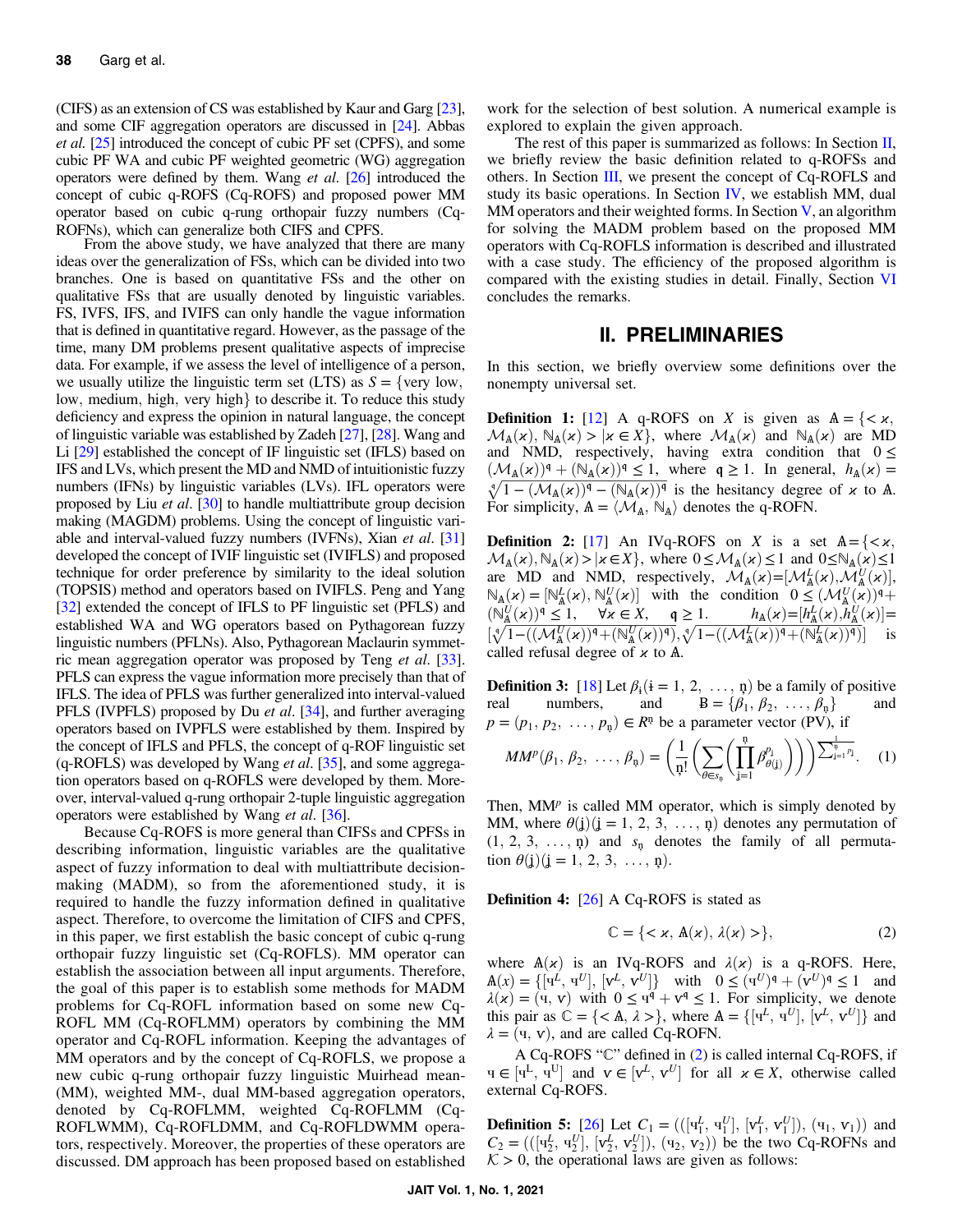(CIFS) as an extension of CS was established by Kaur and Garg [23], and some CIF aggregation operators are discussed in [24]. Abbas *et al.* [25] introduced the concept of cubic PF set (CPFS), and some cubic PF WA and cubic PF weighted geometric (WG) aggregation operators were defined by them. Wang *et al.* [26] introduced the concept of cubic q-ROFS (Cq-ROFS) and proposed power MM operator based on cubic q-rung orthopair fuzzy numbers (Cq-ROFNs), which can generalize both CIFS and CPFS.

From the above study, we have analyzed that there are many ideas over the generalization of FSs, which can be divided into two branches. One is based on quantitative FSs and the other on qualitative FSs that are usually denoted by linguistic variables. FS, IVFS, IFS, and IVIFS can only handle the vague information that is defined in quantitative regard. However, as the passage of the time, many DM problems present qualitative aspects of imprecise data. For example, if we assess the level of intelligence of a person, we usually utilize the linguistic term set (LTS) as $S = \{\text{very low}, \text{low}, \text{medium}, \text{high}, \text{very high}\}$ to describe it. To reduce this study deficiency and express the opinion in natural language, the concept of linguistic variable was established by Zadeh [27], [28]. Wang and Li [29] established the concept of IF linguistic set (IFLS) based on IFS and LVs, which present the MD and NMD of intuitionistic fuzzy numbers (IFNs) by linguistic variables (LVs). IFL operators were proposed by Liu *et al.* [30] to handle multiattribute group decision making (MAGDM) problems. Using the concept of linguistic variable and interval-valued fuzzy numbers (IVFNs), Xian *et al.* [31] developed the concept of IVIF linguistic set (IVIFLS) and proposed technique for order preference by similarity to the ideal solution (TOPSIS) method and operators based on IVIFLS. Peng and Yang [32] extended the concept of IFLS to PF linguistic set (PFLS) and established WA and WG operators based on Pythagorean fuzzy linguistic numbers (PFLNs). Also, Pythagorean Maclaurin symmetric mean aggregation operator was proposed by Teng *et al.* [33]. PFLS can express the vague information more precisely than that of IFLS. The idea of PFLS was further generalized into interval-valued PFLS (IVPFLS) proposed by Du *et al.* [34], and further averaging operators based on IVPFLS were established by them. Inspired by the concept of IFLS and PFLS, the concept of q-ROF linguistic set (q-ROFLS) was developed by Wang *et al.* [35], and some aggregation operators based on q-ROFLS were developed by them. Moreover, interval-valued q-rung orthopair 2-tuple linguistic aggregation operators were established by Wang *et al.* [36].

Because Cq-ROFS is more general than CIFSs and CPFSs in describing information, linguistic variables are the qualitative aspect of fuzzy information to deal with multiattribute decision-making (MADM), so from the aforementioned study, it is required to handle the fuzzy information defined in qualitative aspect. Therefore, to overcome the limitation of CIFS and CPFS, in this paper, we first establish the basic concept of cubic q-rung orthopair fuzzy linguistic set (Cq-ROFLS). MM operator can establish the association between all input arguments. Therefore, the goal of this paper is to establish some methods for MADM problems for Cq-ROFL information based on some new Cq-ROFL MM (Cq-ROFLMM) operators by combining the MM operator and Cq-ROFL information. Keeping the advantages of MM operators and by the concept of Cq-ROFLS, we propose a new cubic q-rung orthopair fuzzy linguistic Muirhead mean-(MM), weighted MM-, dual MM-based aggregation operators, denoted by Cq-ROFLMM, weighted Cq-ROFLMM (Cq-ROFLWMM), Cq-ROFLDMM, and Cq-ROFLDWMM operators, respectively. Moreover, the properties of these operators are discussed. DM approach has been proposed based on established work for the selection of best solution. A numerical example is explored to explain the given approach.

The rest of this paper is summarized as follows: In Section II, we briefly review the basic definition related to q-ROFSs and others. In Section III, we present the concept of Cq-ROFLS and study its basic operations. In Section IV, we establish MM, dual MM operators and their weighted forms. In Section V, an algorithm for solving the MADM problem based on the proposed MM operators with Cq-ROFLS information is described and illustrated with a case study. The efficiency of the proposed algorithm is compared with the existing studies in detail. Finally, Section VI concludes the remarks.

## II. PRELIMINARIES

In this section, we briefly overview some definitions over the nonempty universal set.

**Definition 1:** [12] A q-ROFS on $X$ is given as $\mathbb{A} = \{< x, \mathcal{M}_{\mathbb{A}}(x), \mathbb{N}_{\mathbb{A}}(x) > | x \in X\}$, where $\mathcal{M}_{\mathbb{A}}(x)$ and $\mathbb{N}_{\mathbb{A}}(x)$ are MD and NMD, respectively, having extra condition that $0 \leq (\mathcal{M}_{\mathbb{A}}(x))^{\mathfrak{q}} + (\mathbb{N}_{\mathbb{A}}(x))^{\mathfrak{q}} \leq 1$, where $\mathfrak{q} \geq 1$. In general, $h_{\mathbb{A}}(x) = \sqrt[\mathfrak{q}]{1 - (\mathcal{M}_{\mathbb{A}}(x))^{\mathfrak{q}} - (\mathbb{N}_{\mathbb{A}}(x))^{\mathfrak{q}}}$ is the hesitancy degree of $x$ to $\mathbb{A}$. For simplicity, $\mathbb{A} = \langle \mathcal{M}_{\mathbb{A}}, \mathbb{N}_{\mathbb{A}} \rangle$ denotes the q-ROFN.

**Definition 2:** [17] An IVq-ROFS on $X$ is a set $\mathbb{A} = \{< x, \mathcal{M}_{\mathbb{A}}(x), \mathbb{N}_{\mathbb{A}}(x) > | x \in X\}$, where $0 \leq \mathcal{M}_{\mathbb{A}}(x) \leq 1$ and $0 \leq \mathbb{N}_{\mathbb{A}}(x) \leq 1$ are MD and NMD, respectively, $\mathcal{M}_{\mathbb{A}}(x) = [\mathcal{M}^L_{\mathbb{A}}(x), \mathcal{M}^U_{\mathbb{A}}(x)]$, $\mathbb{N}_{\mathbb{A}}(x) = [\mathbb{N}^L_{\mathbb{A}}(x), \mathbb{N}^U_{\mathbb{A}}(x)]$ with the condition $0 \leq (\mathcal{M}^U_{\mathbb{A}}(x))^{\mathfrak{q}} + (\mathbb{N}^U_{\mathbb{A}}(x))^{\mathfrak{q}} \leq 1, \quad \forall x \in X, \quad \mathfrak{q} \geq 1$. $h_{\mathbb{A}}(x) = [h^L_{\mathbb{A}}(x), h^U_{\mathbb{A}}(x)] = [\sqrt[\mathfrak{q}]{1 - ((\mathcal{M}^U_{\mathbb{A}}(x))^{\mathfrak{q}} + (\mathbb{N}^U_{\mathbb{A}}(x))^{\mathfrak{q}})}, \sqrt[\mathfrak{q}]{1 - ((\mathcal{M}^L_{\mathbb{A}}(x))^{\mathfrak{q}} + (\mathbb{N}^L_{\mathbb{A}}(x))^{\mathfrak{q}})}]$ is called refusal degree of $x$ to $\mathbb{A}$.

**Definition 3:** [18] Let $\beta_i (i = 1, 2, \ldots, \mathfrak{y})$ be a family of positive real numbers, and $B = \{\beta_1, \beta_2, \ldots, \beta_{\mathfrak{y}}\}$ and $p = (p_1, p_2, \ldots, p_{\mathfrak{y}}) \in R^{\mathfrak{y}}$ be a parameter vector (PV), if

$$MM^p(\beta_1, \beta_2, \ldots, \beta_{\mathfrak{y}}) = \left(\frac{1}{\mathfrak{y}!}\left(\sum_{\theta \in s_{\mathfrak{y}}}\left(\prod_{j=1}^{\mathfrak{y}} \beta_{\theta(j)}^{p_j}\right)\right)\right)^{\frac{1}{\sum_{j=1}^{\mathfrak{y}} p_j}}. \quad (1)$$

Then, $MM^p$ is called MM operator, which is simply denoted by MM, where $\theta(j) (j = 1, 2, 3, \ldots, \mathfrak{y})$ denotes any permutation of $(1, 2, 3, \ldots, \mathfrak{y})$ and $s_{\mathfrak{y}}$ denotes the family of all permutation $\theta(j) (j = 1, 2, 3, \ldots, \mathfrak{y})$.

**Definition 4:** [26] A Cq-ROFS is stated as

$$\mathbb{C} = \{< x, \mathbb{A}(x), \lambda(x) >\}, \quad (2)$$

where $\mathbb{A}(x)$ is an IVq-ROFS and $\lambda(x)$ is a q-ROFS. Here, $\mathbb{A}(x) = \{[\mathfrak{u}^L, \mathfrak{u}^U], [v^L, v^U]\}$ with $0 \leq (\mathfrak{u}^U)^{\mathfrak{q}} + (v^U)^{\mathfrak{q}} \leq 1$ and $\lambda(x) = (\mathfrak{u}, v)$ with $0 \leq \mathfrak{u}^{\mathfrak{q}} + v^{\mathfrak{q}} \leq 1$. For simplicity, we denote this pair as $\mathbb{C} = \{< \mathbb{A}, \lambda >\}$, where $\mathbb{A} = \{[\mathfrak{u}^L, \mathfrak{u}^U], [v^L, v^U]\}$ and $\lambda = (\mathfrak{u}, v)$, and are called Cq-ROFN.

A Cq-ROFS "$\mathbb{C}$" defined in (2) is called internal Cq-ROFS, if $\mathfrak{u} \in [\mathfrak{u}^L, \mathfrak{u}^U]$ and $v \in [v^L, v^U]$ for all $x \in X$, otherwise called external Cq-ROFS.

**Definition 5:** [26] Let $C_1 = (([\mathfrak{u}^L_1, \mathfrak{u}^U_1], [v^L_1, v^U_1]), (\mathfrak{u}_1, v_1))$ and $C_2 = (([\mathfrak{u}^L_2, \mathfrak{u}^U_2], [v^L_2, v^U_2]), (\mathfrak{u}_2, v_2))$ be the two Cq-ROFNs and $\mathcal{K} > 0$, the operational laws are given as follows: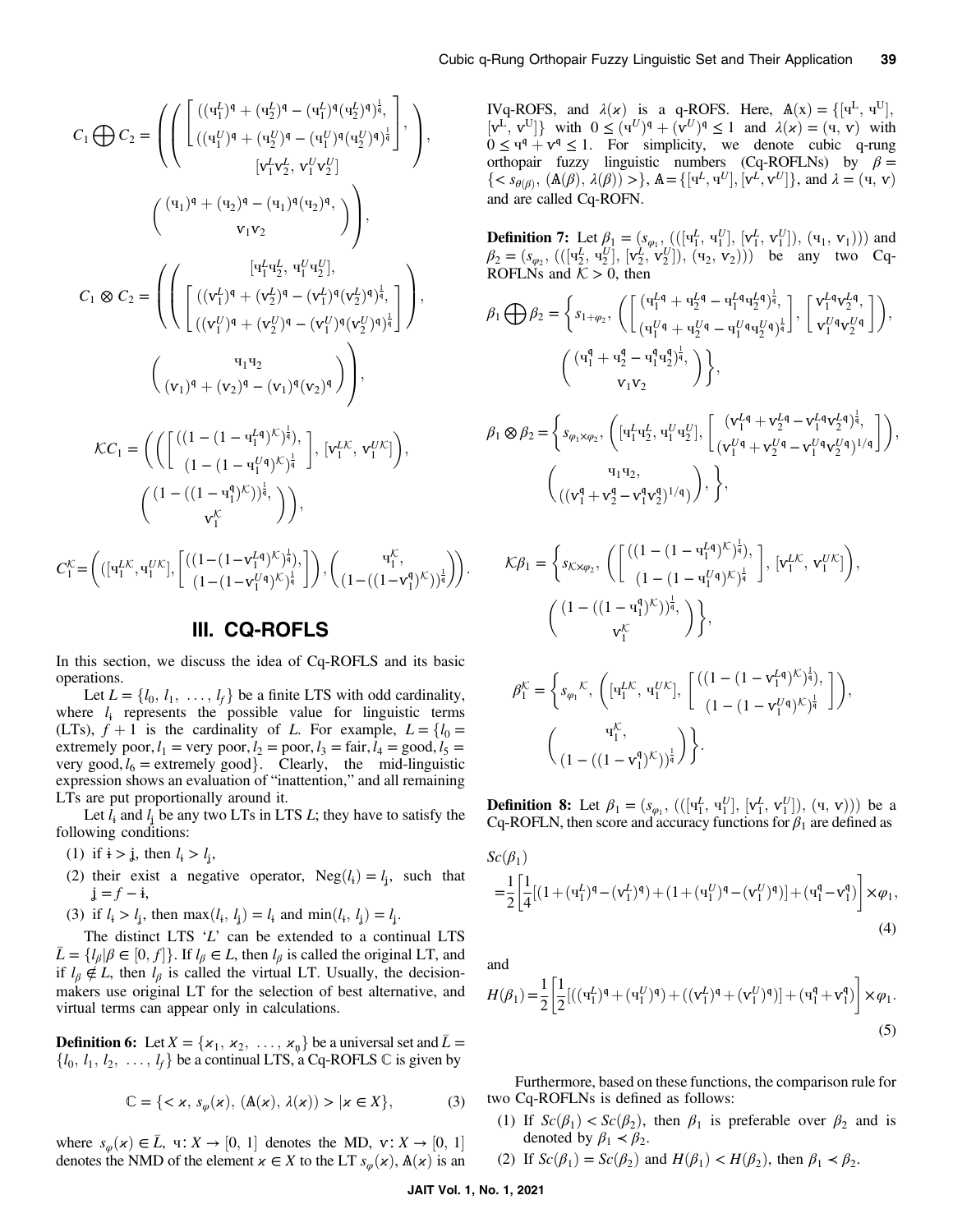$$C_1 \bigoplus C_2 = \left( \left( \begin{bmatrix} ((\mathrm{u}_1^L)^q + (\mathrm{u}_2^L)^q - (\mathrm{u}_1^L)^q(\mathrm{u}_2^L)^q)^{\frac{1}{q}}, \\ ((\mathrm{u}_1^U)^q + (\mathrm{u}_2^U)^q - (\mathrm{u}_1^U)^q(\mathrm{u}_2^U)^q)^{\frac{1}{q}} \end{bmatrix}, \atop [\mathrm{v}_1^L \mathrm{v}_2^L,\ \mathrm{v}_1^U \mathrm{v}_2^U] \right), \left( (\mathrm{u}_1)^q + (\mathrm{u}_2)^q - (\mathrm{u}_1)^q(\mathrm{u}_2)^q, \atop \mathrm{v}_1 \mathrm{v}_2 \right) \right),$$

$$C_1 \otimes C_2 = \left( \left( [\mathrm{u}_1^L \mathrm{u}_2^L,\ \mathrm{u}_1^U \mathrm{u}_2^U], \atop \begin{bmatrix} ((\mathrm{v}_1^L)^q + (\mathrm{v}_2^L)^q - (\mathrm{v}_1^L)^q(\mathrm{v}_2^L)^q)^{\frac{1}{q}}, \\ ((\mathrm{v}_1^U)^q + (\mathrm{v}_2^U)^q - (\mathrm{v}_1^U)^q(\mathrm{v}_2^U)^q)^{\frac{1}{q}} \end{bmatrix} \right), \left( \mathrm{u}_1 \mathrm{u}_2 \atop (\mathrm{v}_1)^q + (\mathrm{v}_2)^q - (\mathrm{v}_1)^q(\mathrm{v}_2)^q \right) \right),$$

$$\mathcal{K}C_1 = \left( \left( \begin{bmatrix} ((1-(1-\mathrm{u}_1^{Lq})^{\mathcal{K}})^{\frac{1}{q}}), \\ (1-(1-\mathrm{u}_1^{Uq})^{\mathcal{K}})^{\frac{1}{q}} \end{bmatrix}, [\mathrm{v}_1^{L\mathcal{K}},\ \mathrm{v}_1^{U\mathcal{K}}] \right), \left( (1-((1-\mathrm{u}_1^q)^{\mathcal{K}}))^{\frac{1}{q}}, \atop \mathrm{v}_1^{\mathcal{K}} \right) \right),$$

$$C_1^{\mathcal{K}} = \left( \left( [\mathrm{u}_1^{L\mathcal{K}}, \mathrm{u}_1^{U\mathcal{K}}], \begin{bmatrix} ((1-(1-\mathrm{v}_1^{Lq})^{\mathcal{K}})^{\frac{1}{q}}), \\ (1-(1-\mathrm{v}_1^{Uq})^{\mathcal{K}})^{\frac{1}{q}} \end{bmatrix} \right), \left( \mathrm{u}_1^{\mathcal{K}}, \atop (1-((1-\mathrm{v}_1^q)^{\mathcal{K}}))^{\frac{1}{q}} \right) \right).$$

## III. CQ-ROFLS

In this section, we discuss the idea of Cq-ROFLS and its basic operations.

Let $L = \{l_0, l_1, \ldots, l_f\}$ be a finite LTS with odd cardinality, where $l_i$ represents the possible value for linguistic terms (LTs), $f+1$ is the cardinality of $L$. For example, $L = \{l_0 =$ extremely poor, $l_1 =$ very poor, $l_2 =$ poor, $l_3 =$ fair, $l_4 =$ good, $l_5 =$ very good, $l_6 =$ extremely good$\}$. Clearly, the mid-linguistic expression shows an evaluation of "inattention," and all remaining LTs are put proportionally around it.

Let $l_i$ and $l_j$ be any two LTs in LTS $L$; they have to satisfy the following conditions:

(1) if $i > j$, then $l_i > l_j$,

(2) their exist a negative operator, $\mathrm{Neg}(l_i) = l_j$, such that $j = f - i$,

(3) if $l_i > l_j$, then $\max(l_i, l_j) = l_i$ and $\min(l_i, l_j) = l_j$.

The distinct LTS '$L$' can be extended to a continual LTS $\bar{L} = \{l_\beta | \beta \in [0, f]\}$. If $l_\beta \in L$, then $l_\beta$ is called the original LT, and if $l_\beta \notin L$, then $l_\beta$ is called the virtual LT. Usually, the decision-makers use original LT for the selection of best alternative, and virtual terms can appear only in calculations.

**Definition 6:** Let $X = \{x_1, x_2, \ldots, x_n\}$ be a universal set and $\bar{L} = \{l_0, l_1, l_2, \ldots, l_f\}$ be a continual LTS, a Cq-ROFLS $\mathbb{C}$ is given by

$$\mathbb{C} = \{< x,\ s_\varphi(x),\ (\mathbb{A}(x), \lambda(x)) > | x \in X\}, \tag{3}$$

where $s_\varphi(x) \in \bar{L}$, $\mathrm{u}: X \to [0,1]$ denotes the MD, $\mathrm{v}: X \to [0,1]$ denotes the NMD of the element $x \in X$ to the LT $s_\varphi(x)$, $\mathbb{A}(x)$ is an IVq-ROFS, and $\lambda(x)$ is a q-ROFS. Here, $\mathbb{A}(x) = \{[\mathrm{u}^L, \mathrm{u}^U], [\mathrm{v}^L, \mathrm{v}^U]\}$ with $0 \le (\mathrm{u}^U)^q + (\mathrm{v}^U)^q \le 1$ and $\lambda(x) = (\mathrm{u}, \mathrm{v})$ with $0 \le \mathrm{u}^q + \mathrm{v}^q \le 1$. For simplicity, we denote cubic q-rung orthopair fuzzy linguistic numbers (Cq-ROFLNs) by $\beta = \{< s_{\theta(\beta)}, (\mathbb{A}(\beta), \lambda(\beta)) >\}$, $\mathbb{A} = \{[\mathrm{u}^L, \mathrm{u}^U], [\mathrm{v}^L, \mathrm{v}^U]\}$, and $\lambda = (\mathrm{u}, \mathrm{v})$ and are called Cq-ROFN.

**Definition 7:** Let $\beta_1 = (s_{\varphi_1}, (([\mathrm{u}_1^L, \mathrm{u}_1^U], [\mathrm{v}_1^L, \mathrm{v}_1^U]), (\mathrm{u}_1, \mathrm{v}_1)))$ and $\beta_2 = (s_{\varphi_2}, (([\mathrm{u}_2^L, \mathrm{u}_2^U], [\mathrm{v}_2^L, \mathrm{v}_2^U]), (\mathrm{u}_2, \mathrm{v}_2)))$ be any two Cq-ROFLNs and $\mathcal{K} > 0$, then

$$\beta_1 \bigoplus \beta_2 = \left\{ s_{1+\varphi_2}, \left( \begin{bmatrix} (\mathrm{u}_1^{Lq} + \mathrm{u}_2^{Lq} - \mathrm{u}_1^{Lq}\mathrm{u}_2^{Lq})^{\frac{1}{q}}, \\ (\mathrm{u}_1^{Uq} + \mathrm{u}_2^{Uq} - \mathrm{u}_1^{Uq}\mathrm{u}_2^{Uq})^{\frac{1}{q}} \end{bmatrix}, \begin{bmatrix} \mathrm{v}_1^{Lq}\mathrm{v}_2^{Lq}, \\ \mathrm{v}_1^{Uq}\mathrm{v}_2^{Uq} \end{bmatrix} \right), \left( (\mathrm{u}_1^q + \mathrm{u}_2^q - \mathrm{u}_1^q\mathrm{u}_2^q)^{\frac{1}{q}}, \atop \mathrm{v}_1 \mathrm{v}_2 \right) \right\},$$

$$\beta_1 \otimes \beta_2 = \left\{ s_{\varphi_1 \times \varphi_2}, \left( [\mathrm{u}_1^L \mathrm{u}_2^L, \mathrm{u}_1^U \mathrm{u}_2^U], \begin{bmatrix} (\mathrm{v}_1^{Lq} + \mathrm{v}_2^{Lq} - \mathrm{v}_1^{Lq}\mathrm{v}_2^{Lq})^{\frac{1}{q}}, \\ (\mathrm{v}_1^{Uq} + \mathrm{v}_2^{Uq} - \mathrm{v}_1^{Uq}\mathrm{v}_2^{Uq})^{1/q} \end{bmatrix} \right), \left( \mathrm{u}_1 \mathrm{u}_2, \atop ((\mathrm{v}_1^q + \mathrm{v}_2^q - \mathrm{v}_1^q \mathrm{v}_2^q)^{1/q}) \right), \right\},$$

$$\mathcal{K}\beta_1 = \left\{ s_{\mathcal{K} \times \varphi_2}, \left( \begin{bmatrix} ((1-(1-\mathrm{u}_1^{Lq})^{\mathcal{K}})^{\frac{1}{q}}), \\ (1-(1-\mathrm{u}_1^{Uq})^{\mathcal{K}})^{\frac{1}{q}} \end{bmatrix}, [\mathrm{v}_1^{L\mathcal{K}}, \mathrm{v}_1^{U\mathcal{K}}] \right), \left( (1-((1-\mathrm{u}_1^q)^{\mathcal{K}}))^{\frac{1}{q}}, \atop \mathrm{v}_1^{\mathcal{K}} \right) \right\},$$

$$\beta_1^{\mathcal{K}} = \left\{ s_{\varphi_1}{}^{\mathcal{K}}, \left( [\mathrm{u}_1^{L\mathcal{K}}, \mathrm{u}_1^{U\mathcal{K}}], \begin{bmatrix} ((1-(1-\mathrm{v}_1^{Lq})^{\mathcal{K}})^{\frac{1}{q}}), \\ (1-(1-\mathrm{v}_1^{Uq})^{\mathcal{K}})^{\frac{1}{q}} \end{bmatrix} \right), \left( \mathrm{u}_1^{\mathcal{K}}, \atop (1-((1-\mathrm{v}_1^q)^{\mathcal{K}}))^{\frac{1}{q}} \right) \right\}.$$

**Definition 8:** Let $\beta_1 = (s_{\varphi_1}, (([\mathrm{u}_1^L, \mathrm{u}_1^U], [\mathrm{v}_1^L, \mathrm{v}_1^U]), (\mathrm{u}, \mathrm{v})))$ be a Cq-ROFLN, then score and accuracy functions for $\beta_1$ are defined as

$$Sc(\beta_1) = \frac{1}{2}\left[\frac{1}{4}[(1+(\mathrm{u}_1^L)^q - (\mathrm{v}_1^L)^q) + (1+(\mathrm{u}_1^U)^q - (\mathrm{v}_1^U)^q)] + (\mathrm{u}_1^q - \mathrm{v}_1^q)\right] \times \varphi_1, \tag{4}$$

and

$$H(\beta_1) = \frac{1}{2}\left[\frac{1}{2}[((\mathrm{u}_1^L)^q + (\mathrm{u}_1^U)^q) + ((\mathrm{v}_1^L)^q + (\mathrm{v}_1^U)^q)] + (\mathrm{u}_1^q + \mathrm{v}_1^q)\right] \times \varphi_1. \tag{5}$$

Furthermore, based on these functions, the comparison rule for two Cq-ROFLNs is defined as follows:

(1) If $Sc(\beta_1) < Sc(\beta_2)$, then $\beta_1$ is preferable over $\beta_2$ and is denoted by $\beta_1 \prec \beta_2$.

(2) If $Sc(\beta_1) = Sc(\beta_2)$ and $H(\beta_1) < H(\beta_2)$, then $\beta_1 \prec \beta_2$.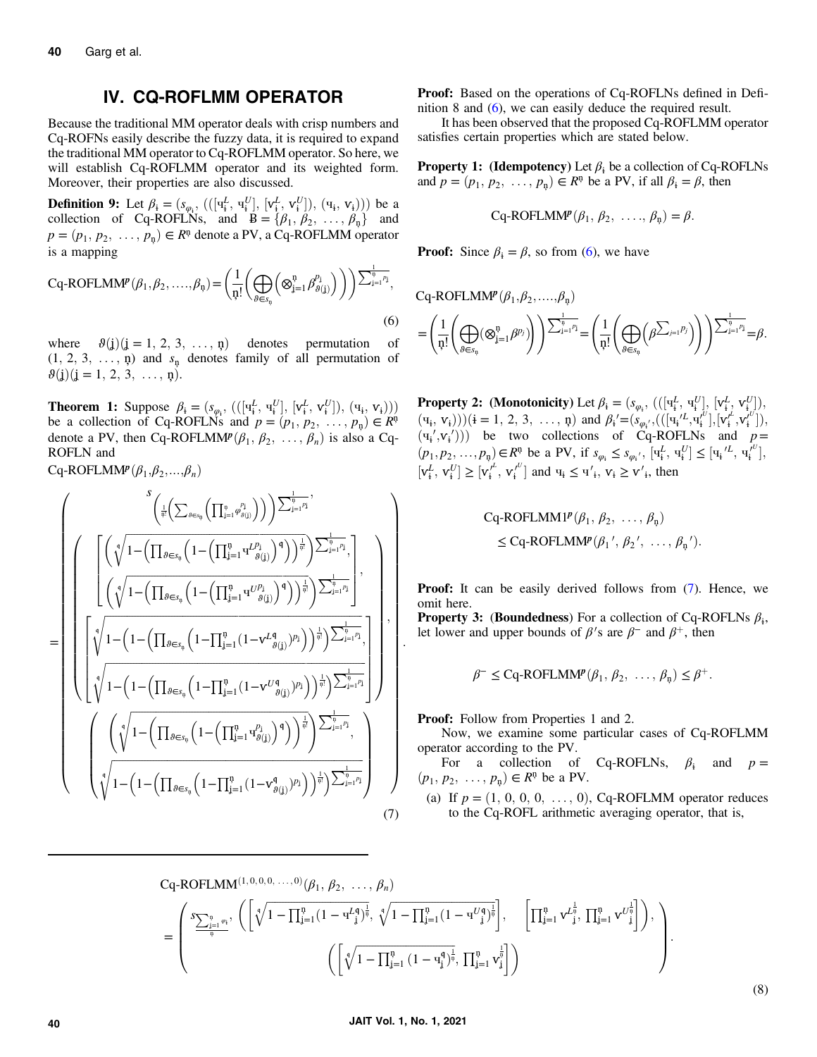## IV. CQ-ROFLMM OPERATOR

Because the traditional MM operator deals with crisp numbers and Cq-ROFNs easily describe the fuzzy data, it is required to expand the traditional MM operator to Cq-ROFLMM operator. So here, we will establish Cq-ROFLMM operator and its weighted form. Moreover, their properties are also discussed.

**Definition 9:** Let $\beta_i = (s_{\varphi_i}, (([\mathrm{u}_i^L, \mathrm{u}_i^U], [\mathrm{v}_i^L, \mathrm{v}_i^U]), (\mathrm{u}_i, \mathrm{v}_i)))$ be a collection of Cq-ROFLNs, and $B = \{\beta_1, \beta_2, \ldots, \beta_n\}$ and $p = (p_1, p_2, \ldots, p_n) \in R^n$ denote a PV, a Cq-ROFLMM operator is a mapping

$$\text{Cq-ROFLMM}^p(\beta_1, \beta_2, \ldots, \beta_n) = \left(\frac{1}{n!}\left(\bigoplus_{\vartheta \in s_n}\left(\otimes_{j=1}^{n} \beta_{\vartheta(j)}^{p_j}\right)\right)\right)^{\frac{1}{\sum_{j=1}^{n} p_j}}, \tag{6}$$

where $\vartheta(j)(j = 1, 2, 3, \ldots, n)$ denotes permutation of $(1, 2, 3, \ldots, n)$ and $s_n$ denotes family of all permutation of $\vartheta(j)(j = 1, 2, 3, \ldots, n)$.

**Theorem 1:** Suppose $\beta_i = (s_{\varphi_i}, (([\mathrm{u}_i^L, \mathrm{u}_i^U], [\mathrm{v}_i^L, \mathrm{v}_i^U]), (\mathrm{u}_i, \mathrm{v}_i)))$ be a collection of Cq-ROFLNs and $p = (p_1, p_2, \ldots, p_n) \in R^n$ denote a PV, then Cq-ROFLMM$^p(\beta_1, \beta_2, \ldots, \beta_n)$ is also a Cq-ROFLN and

Cq-ROFLMM$^p(\beta_1, \beta_2, \ldots, \beta_n)$

$$= \left( \begin{array}{c} s_{\left(\frac{1}{n!}\left(\sum_{\vartheta \in s_n}\left(\prod_{j=1}^{n} \varphi_{\vartheta(j)}^{p_j}\right)\right)\right)^{\frac{1}{\sum_{j=1}^{n} p_j}}}, \\ \left( \begin{array}{c} \left[ \begin{array}{c} \left(\sqrt[q]{1-\left(\prod_{\vartheta \in s_n}\left(1-\left(\prod_{j=1}^{n} \mathrm{u}_{\vartheta(j)}^{L p_j}\right)^q\right)\right)^{\frac{1}{n!}}}\right)^{\frac{1}{\sum_{j=1}^{n} p_j}}, \\ \left(\sqrt[q]{1-\left(\prod_{\vartheta \in s_n}\left(1-\left(\prod_{j=1}^{n} \mathrm{u}_{\vartheta(j)}^{U p_j}\right)^q\right)\right)^{\frac{1}{n!}}}\right)^{\frac{1}{\sum_{j=1}^{n} p_j}} \end{array} \right], \\ \left[ \begin{array}{c} \sqrt[q]{1-\left(1-\left(\prod_{\vartheta \in s_n}\left(1-\prod_{j=1}^{n}(1-\mathrm{v}^{L q}_{\vartheta(j)})^{p_j}\right)\right)^{\frac{1}{n!}}\right)^{\frac{1}{\sum_{j=1}^{n} p_j}}}, \\ \sqrt[q]{1-\left(1-\left(\prod_{\vartheta \in s_n}\left(1-\prod_{j=1}^{n}(1-\mathrm{v}^{U q}_{\vartheta(j)})^{p_j}\right)\right)^{\frac{1}{n!}}\right)^{\frac{1}{\sum_{j=1}^{n} p_j}}} \end{array} \right] \end{array} \right), \\ \left( \begin{array}{c} \left(\sqrt[q]{1-\left(\prod_{\vartheta \in s_n}\left(1-\left(\prod_{j=1}^{n} \mathrm{u}_{\vartheta(j)}^{p_j}\right)^q\right)\right)^{\frac{1}{n!}}}\right)^{\frac{1}{\sum_{j=1}^{n} p_j}}, \\ \sqrt[q]{1-\left(1-\left(\prod_{\vartheta \in s_n}\left(1-\prod_{j=1}^{n}(1-\mathrm{v}^{q}_{\vartheta(j)})^{p_j}\right)\right)^{\frac{1}{n!}}\right)^{\frac{1}{\sum_{j=1}^{n} p_j}}} \end{array} \right) \end{array} \right). \tag{7}$$

**Proof:** Based on the operations of Cq-ROFLNs defined in Definition 8 and (6), we can easily deduce the required result.

It has been observed that the proposed Cq-ROFLMM operator satisfies certain properties which are stated below.

**Property 1: (Idempotency)** Let $\beta_i$ be a collection of Cq-ROFLNs and $p = (p_1, p_2, \ldots, p_n) \in R^n$ be a PV, if all $\beta_i = \beta$, then

$$\text{Cq-ROFLMM}^p(\beta_1, \beta_2, \ldots, \beta_n) = \beta.$$

**Proof:** Since $\beta_i = \beta$, so from (6), we have

$$\text{Cq-ROFLMM}^p(\beta_1, \beta_2, \ldots, \beta_n) = \left(\frac{1}{n!}\left(\bigoplus_{\vartheta \in s_n}(\otimes_{j=1}^{n} \beta^{p_j})\right)\right)^{\frac{1}{\sum_{j=1}^{n} p_j}} = \left(\frac{1}{n!}\left(\bigoplus_{\vartheta \in s_n}\left(\beta^{\sum_{j=1} p_j}\right)\right)\right)^{\frac{1}{\sum_{j=1}^{n} p_j}} = \beta.$$

**Property 2: (Monotonicity)** Let $\beta_i = (s_{\varphi_i}, (([\mathrm{u}_i^L, \mathrm{u}_i^U], [\mathrm{v}_i^L, \mathrm{v}_i^U]), (\mathrm{u}_i, \mathrm{v}_i)))(i = 1, 2, 3, \ldots, n)$ and $\beta_i' = (s_{\varphi_i'}, (([\mathrm{u}_i'^L, \mathrm{u}_i'^U], [\mathrm{v}_i'^L, \mathrm{v}_i'^U]), (\mathrm{u}_i', \mathrm{v}_i')))$ be two collections of Cq-ROFLNs and $p = (p_1, p_2, \ldots, p_n) \in R^n$ be a PV, $s_{\varphi_i} \le s_{\varphi_i'}$, $[\mathrm{u}_i^L, \mathrm{u}_i^U] \le [\mathrm{u}_i'^L, \mathrm{u}_i'^U]$, $[\mathrm{v}_i^L, \mathrm{v}_i^U] \ge [\mathrm{v}_i'^L, \mathrm{v}_i'^U]$ and $\mathrm{u}_i \le \mathrm{u}'_i$, $\mathrm{v}_i \ge \mathrm{v}'_i$, then

$$\text{Cq-ROFLMM1}^p(\beta_1, \beta_2, \ldots, \beta_n) \le \text{Cq-ROFLMM}^p(\beta_1', \beta_2', \ldots, \beta_n').$$

**Proof:** It can be easily derived follows from (7). Hence, we omit here.

**Property 3: (Boundedness)** For a collection of Cq-ROFLNs $\beta_i$, let lower and upper bounds of $\beta$'s are $\beta^-$ and $\beta^+$, then

$$\beta^- \le \text{Cq-ROFLMM}^p(\beta_1, \beta_2, \ldots, \beta_n) \le \beta^+.$$

**Proof:** Follow from Properties 1 and 2.

Now, we examine some particular cases of Cq-ROFLMM operator according to the PV.

For a collection of Cq-ROFLNs, $\beta_i$ and $p = (p_1, p_2, \ldots, p_n) \in R^n$ be a PV.

(a) If $p = (1, 0, 0, 0, \ldots, 0)$, Cq-ROFLMM operator reduces to the Cq-ROFL arithmetic averaging operator, that is,

$$\text{Cq-ROFLMM}^{(1,0,0,0,\ldots,0)}(\beta_1, \beta_2, \ldots, \beta_n) = \left( \begin{array}{c} s_{\frac{\sum_{j=1}^{n} \varphi_i}{n}}, \left( \left[ \sqrt[q]{1-\prod_{j=1}^{n}(1-\mathrm{u}_j^{Lq})^{\frac{1}{n}}}, \sqrt[q]{1-\prod_{j=1}^{n}(1-\mathrm{u}_j^{Uq})^{\frac{1}{n}}} \right], \quad \left[ \prod_{j=1}^{n} \mathrm{v}_j^{L\frac{1}{n}}, \prod_{j=1}^{n} \mathrm{v}_j^{U\frac{1}{n}} \right] \right), \\ \left( \left[ \sqrt[q]{1-\prod_{j=1}^{n}(1-\mathrm{u}_j^q)^{\frac{1}{n}}}, \prod_{j=1}^{n} \mathrm{v}_j^{\frac{1}{n}} \right] \right) \end{array} \right). \tag{8}$$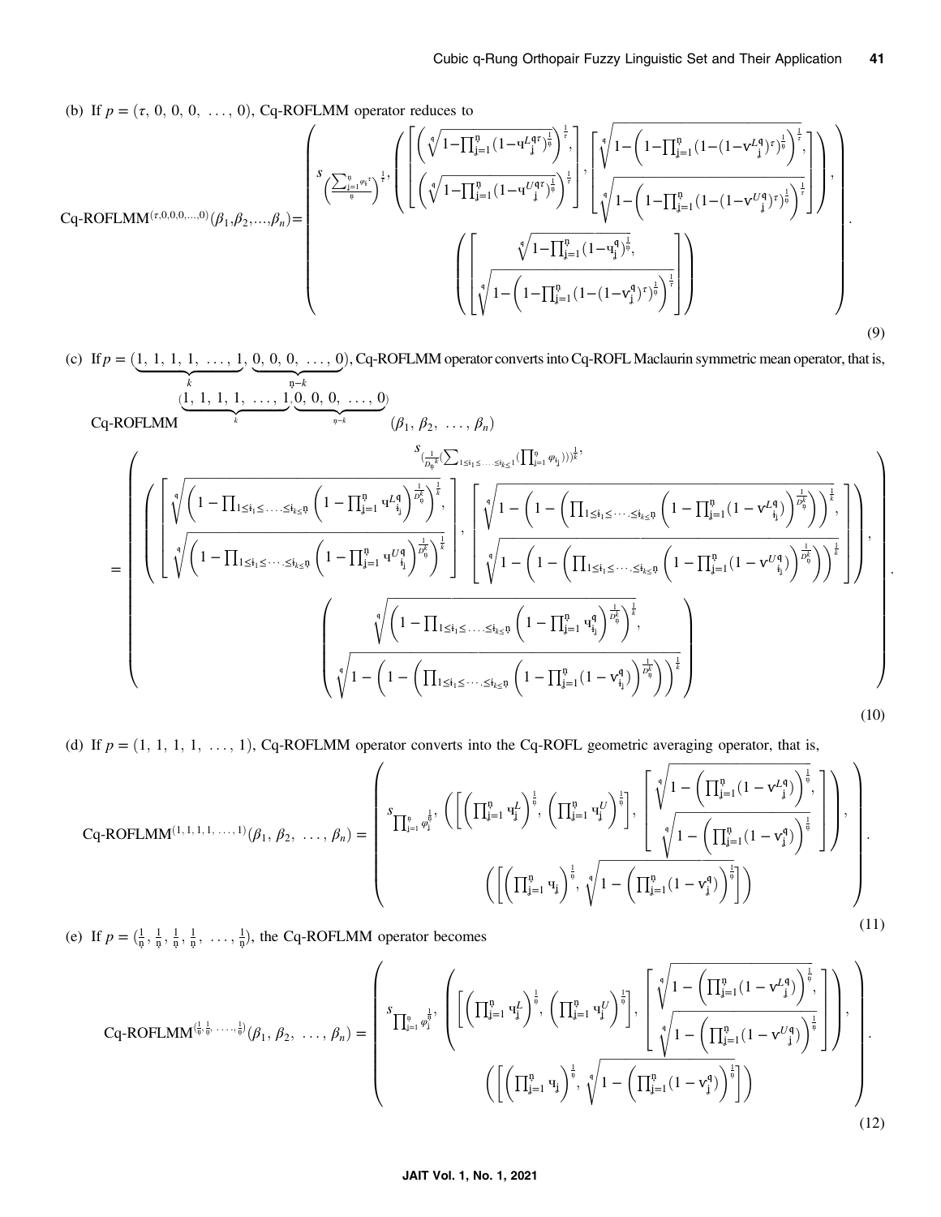(b) If $p = (\tau, 0, 0, 0, \ldots, 0)$, Cq-ROFLMM operator reduces to

$$\text{Cq-ROFLMM}^{(\tau,0,0,0,\ldots,0)}(\beta_1,\beta_2,\ldots,\beta_n)=\left(\begin{array}{c} s_{\left(\frac{\sum_{\mathrm{j}=1}^{\mathrm{n}}\varphi_{\mathrm{i}}{}^{\tau}}{\mathrm{n}}\right)^{\frac{1}{\tau}}}, \left(\left[\begin{array}{c}\left(\sqrt[q]{1-\prod_{\mathrm{j}=1}^{\mathrm{n}}(1-\mathrm{u}_{\mathrm{j}}^{L\mathrm{q}\tau})^{\frac{1}{\mathrm{n}}}}\right)^{\frac{1}{\tau}},\\ \left(\sqrt[q]{1-\prod_{\mathrm{j}=1}^{\mathrm{n}}(1-\mathrm{u}_{\mathrm{j}}^{U\mathrm{q}\tau})^{\frac{1}{\mathrm{n}}}}\right)^{\frac{1}{\tau}}\end{array}\right],\left[\begin{array}{c}\sqrt[q]{1-\left(1-\prod_{\mathrm{j}=1}^{\mathrm{n}}(1-(1-\mathrm{v}_{\mathrm{j}}^{L\mathrm{q}})^{\tau})^{\frac{1}{\mathrm{n}}}\right)^{\frac{1}{\tau}}},\\ \sqrt[q]{1-\left(1-\prod_{\mathrm{j}=1}^{\mathrm{n}}(1-(1-\mathrm{v}_{\mathrm{j}}^{U\mathrm{q}})^{\tau})^{\frac{1}{\mathrm{n}}}\right)^{\frac{1}{\tau}}}\end{array}\right]\right),\\ \left(\left[\begin{array}{c}\sqrt[q]{1-\prod_{\mathrm{j}=1}^{\mathrm{n}}(1-\mathrm{u}_{\mathrm{j}}^{\mathrm{q}})^{\frac{1}{\mathrm{n}}}},\\ \sqrt[q]{1-\left(1-\prod_{\mathrm{j}=1}^{\mathrm{n}}(1-(1-\mathrm{v}_{\mathrm{j}}^{\mathrm{q}})^{\tau})^{\frac{1}{\mathrm{n}}}\right)^{\frac{1}{\tau}}}\end{array}\right]\right)\end{array}\right). \quad (9)$$

(c) If $p = (\underbrace{1, 1, 1, 1, \ldots, 1}_{k}, \underbrace{0, 0, 0, \ldots, 0}_{\mathrm{n}-k})$, Cq-ROFLMM operator converts into Cq-ROFL Maclaurin symmetric mean operator, that is,

$$\text{Cq-ROFLMM}^{(\underbrace{1,1,1,1,\ldots,1}_{k},\underbrace{0,0,0,\ldots,0}_{\mathrm{n}-k})}(\beta_1,\beta_2,\ldots,\beta_n)$$

$$=\left(\begin{array}{c} s_{\left(\frac{1}{D_{\mathrm{n}}{}^{k}}\left(\sum_{1\le \mathrm{i}_1\le\ldots\le \mathrm{i}_k\le 1}\left(\prod_{\mathrm{j}=1}^{\mathrm{n}}\varphi_{\mathrm{i}_{\mathrm{j}}}\right)\right)\right)^{\frac{1}{k}}}, \\ \left(\left[\begin{array}{c}\sqrt[q]{\left(1-\prod_{1\le \mathrm{i}_1\le\ldots\le \mathrm{i}_k\le \mathrm{n}}\left(1-\prod_{\mathrm{j}=1}^{\mathrm{n}}\mathrm{u}_{\mathrm{i}_{\mathrm{j}}}^{L\mathrm{q}}\right)^{\frac{1}{D_{\mathrm{n}}^{k}}}\right)^{\frac{1}{k}}},\\ \sqrt[q]{\left(1-\prod_{1\le \mathrm{i}_1\le\cdots\le \mathrm{i}_k\le \mathrm{n}}\left(1-\prod_{\mathrm{j}=1}^{\mathrm{n}}\mathrm{u}_{\mathrm{i}_{\mathrm{j}}}^{U\mathrm{q}}\right)^{\frac{1}{D_{\mathrm{n}}^{k}}}\right)^{\frac{1}{k}}}\end{array}\right],\left[\begin{array}{c}\sqrt[q]{1-\left(1-\left(\prod_{1\le \mathrm{i}_1\le\cdots\le \mathrm{i}_k\le \mathrm{n}}\left(1-\prod_{\mathrm{j}=1}^{\mathrm{n}}(1-\mathrm{v}_{\mathrm{i}_{\mathrm{j}}}^{L\mathrm{q}})\right)^{\frac{1}{D_{\mathrm{n}}^{k}}}\right)\right)^{\frac{1}{k}}},\\ \sqrt[q]{1-\left(1-\left(\prod_{1\le \mathrm{i}_1\le\cdots\le \mathrm{i}_k\le \mathrm{n}}\left(1-\prod_{\mathrm{j}=1}^{\mathrm{n}}(1-\mathrm{v}_{\mathrm{i}_{\mathrm{j}}}^{U\mathrm{q}})\right)^{\frac{1}{D_{\mathrm{n}}^{k}}}\right)\right)^{\frac{1}{k}}}\end{array}\right]\right),\\ \left(\begin{array}{c}\sqrt[q]{\left(1-\prod_{1\le \mathrm{i}_1\le\ldots\le \mathrm{i}_k\le \mathrm{n}}\left(1-\prod_{\mathrm{j}=1}^{\mathrm{n}}\mathrm{u}_{\mathrm{i}_{\mathrm{j}}}^{\mathrm{q}}\right)^{\frac{1}{D_{\mathrm{n}}^{k}}}\right)^{\frac{1}{k}}},\\ \sqrt[q]{1-\left(1-\left(\prod_{1\le \mathrm{i}_1\le\cdots\le \mathrm{i}_k\le \mathrm{n}}\left(1-\prod_{\mathrm{j}=1}^{\mathrm{n}}(1-\mathrm{v}_{\mathrm{i}_{\mathrm{j}}}^{\mathrm{q}})\right)^{\frac{1}{D_{\mathrm{n}}^{k}}}\right)\right)^{\frac{1}{k}}}\end{array}\right)\end{array}\right). \quad (10)$$

(d) If $p = (1, 1, 1, 1, \ldots, 1)$, Cq-ROFLMM operator converts into the Cq-ROFL geometric averaging operator, that is,

$$\text{Cq-ROFLMM}^{(1,1,1,1,\ldots,1)}(\beta_1,\beta_2,\ldots,\beta_n)=\left(\begin{array}{c} s_{\prod_{\mathrm{j}=1}^{\mathrm{n}}\varphi_{\mathrm{j}}^{\frac{1}{\mathrm{n}}}}, \left(\left[\left(\prod_{\mathrm{j}=1}^{\mathrm{n}}\mathrm{u}_{\mathrm{j}}^{L}\right)^{\frac{1}{\mathrm{n}}},\left(\prod_{\mathrm{j}=1}^{\mathrm{n}}\mathrm{u}_{\mathrm{j}}^{U}\right)^{\frac{1}{\mathrm{n}}}\right],\left[\begin{array}{c}\sqrt[q]{1-\left(\prod_{\mathrm{j}=1}^{\mathrm{n}}(1-\mathrm{v}_{\mathrm{j}}^{L\mathrm{q}})\right)^{\frac{1}{\mathrm{n}}}},\\ \sqrt[q]{1-\left(\prod_{\mathrm{j}=1}^{\mathrm{n}}(1-\mathrm{v}_{\mathrm{j}}^{\mathrm{q}})\right)^{\frac{1}{\mathrm{n}}}}\end{array}\right]\right),\\ \left(\left[\left(\prod_{\mathrm{j}=1}^{\mathrm{n}}\mathrm{u}_{\mathrm{j}}\right)^{\frac{1}{\mathrm{n}}},\sqrt[q]{1-\left(\prod_{\mathrm{j}=1}^{\mathrm{n}}(1-\mathrm{v}_{\mathrm{j}}^{\mathrm{q}})\right)^{\frac{1}{\mathrm{n}}}}\right]\right)\end{array}\right). \quad (11)$$

(e) If $p = (\frac{1}{\mathrm{n}}, \frac{1}{\mathrm{n}}, \frac{1}{\mathrm{n}}, \frac{1}{\mathrm{n}}, \ldots, \frac{1}{\mathrm{n}})$, the Cq-ROFLMM operator becomes

$$\text{Cq-ROFLMM}^{(\frac{1}{\mathrm{n}},\frac{1}{\mathrm{n}},\ldots,\frac{1}{\mathrm{n}})}(\beta_1,\beta_2,\ldots,\beta_n)=\left(\begin{array}{c} s_{\prod_{\mathrm{j}=1}^{\mathrm{n}}\varphi_{\mathrm{j}}^{\frac{1}{\mathrm{n}}}}, \left(\left[\left(\prod_{\mathrm{j}=1}^{\mathrm{n}}\mathrm{u}_{\mathrm{j}}^{L}\right)^{\frac{1}{\mathrm{n}}},\left(\prod_{\mathrm{j}=1}^{\mathrm{n}}\mathrm{u}_{\mathrm{j}}^{U}\right)^{\frac{1}{\mathrm{n}}}\right],\left[\begin{array}{c}\sqrt[q]{1-\left(\prod_{\mathrm{j}=1}^{\mathrm{n}}(1-\mathrm{v}_{\mathrm{j}}^{L\mathrm{q}})\right)^{\frac{1}{\mathrm{n}}}},\\ \sqrt[q]{1-\left(\prod_{\mathrm{j}=1}^{\mathrm{n}}(1-\mathrm{v}_{\mathrm{j}}^{U\mathrm{q}})\right)^{\frac{1}{\mathrm{n}}}}\end{array}\right]\right),\\ \left(\left[\left(\prod_{\mathrm{j}=1}^{\mathrm{n}}\mathrm{u}_{\mathrm{j}}\right)^{\frac{1}{\mathrm{n}}},\sqrt[q]{1-\left(\prod_{\mathrm{j}=1}^{\mathrm{n}}(1-\mathrm{v}_{\mathrm{j}}^{\mathrm{q}})\right)^{\frac{1}{\mathrm{n}}}}\right]\right)\end{array}\right). \quad (12)$$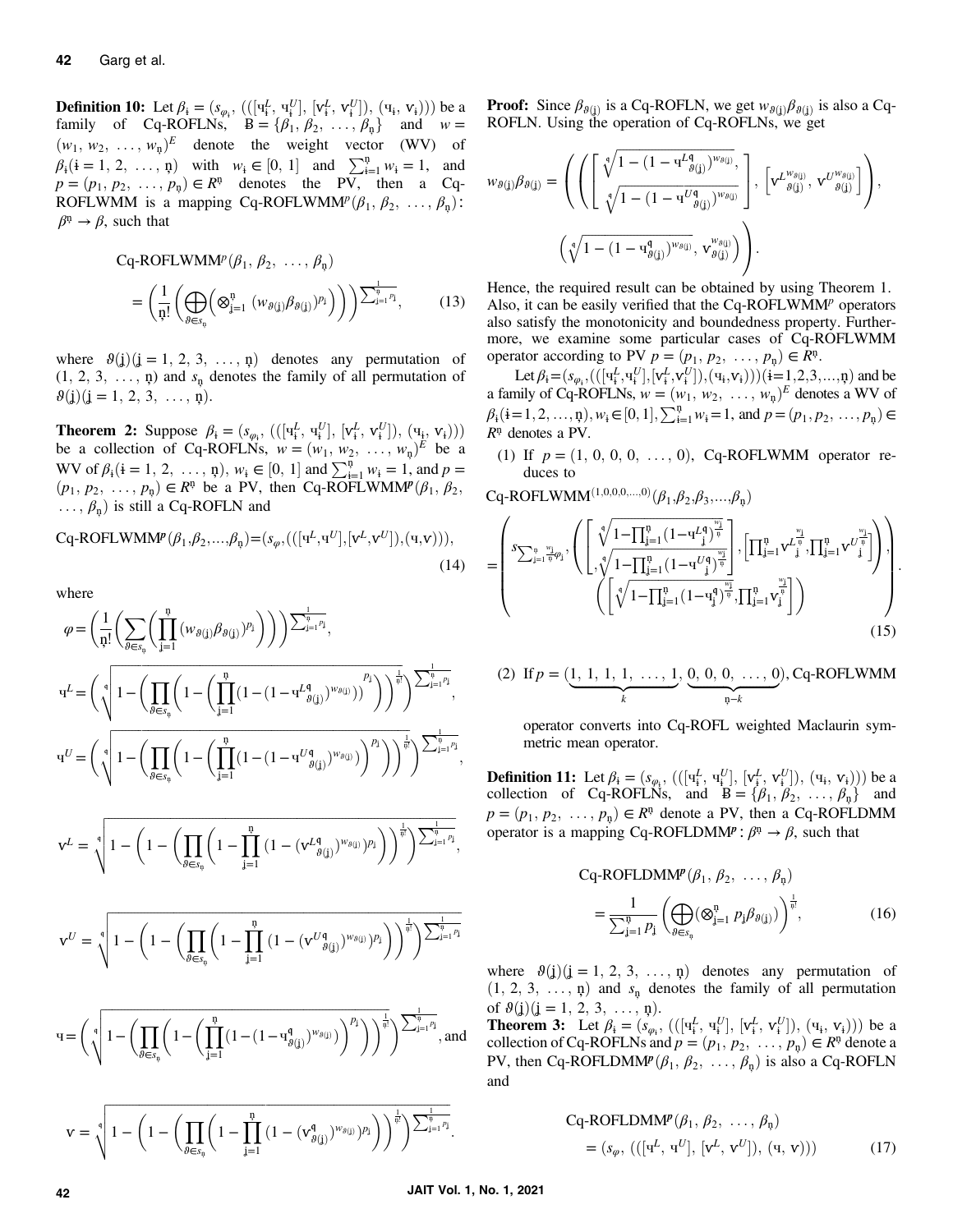**Definition 10:** Let $\beta_{i} = (s_{\varphi_i}, (([\text{ч}_i^L, \text{ч}_i^U], [\text{v}_i^L, \text{v}_i^U]), (\text{ч}_i, \text{v}_i)))$ be a family of Cq-ROFLNs, $B = \{\beta_1, \beta_2, \ldots, \beta_{\eta}\}$ and $w = (w_1, w_2, \ldots, w_{\eta})^E$ denote the weight vector (WV) of $\beta_i (i = 1, 2, \ldots, \eta)$ with $w_i \in [0, 1]$ and $\sum_{i=1}^{\eta} w_i = 1$, and $p = (p_1, p_2, \ldots, p_{\eta}) \in R^{\eta}$ denotes the PV, then a Cq-ROFLWMM is a mapping Cq-ROFLWMM$^p(\beta_1, \beta_2, \ldots, \beta_{\eta})$: $\beta^{\eta} \to \beta$, such that

$$\text{Cq-ROFLWMM}^p(\beta_1, \beta_2, \ldots, \beta_{\eta}) = \left(\frac{1}{\eta!}\left(\bigoplus_{\vartheta \in s_{\eta}}\left(\otimes_{j=1}^{\eta}(w_{\vartheta(j)}\beta_{\vartheta(j)})^{p_j}\right)\right)\right)^{\frac{1}{\sum_{j=1}^{\eta} p_j}}, \tag{13}$$

where $\vartheta(j)(j = 1, 2, 3, \ldots, \eta)$ denotes any permutation of $(1, 2, 3, \ldots, \eta)$ and $s_{\eta}$ denotes the family of all permutation of $\vartheta(j)(j = 1, 2, 3, \ldots, \eta)$.

**Theorem 2:** Suppose $\beta_i = (s_{\varphi_i}, (([\text{ч}_i^L, \text{ч}_i^U], [\text{v}_i^L, \text{v}_i^U]), (\text{ч}_i, \text{v}_i)))$ be a collection of Cq-ROFLNs, $w = (w_1, w_2, \ldots, w_{\eta})^E$ be a WV of $\beta_i (i = 1, 2, \ldots, \eta)$, $w_i \in [0, 1]$ and $\sum_{i=1}^{\eta} w_i = 1$, and $p = (p_1, p_2, \ldots, p_{\eta}) \in R^{\eta}$ be a PV, then Cq-ROFLWMM$^p(\beta_1, \beta_2, \ldots, \beta_{\eta})$ is still a Cq-ROFLN and

$$\text{Cq-ROFLWMM}^p(\beta_1, \beta_2, \ldots, \beta_{\eta}) = (s_{\varphi}, (([\text{ч}^L, \text{ч}^U], [\text{v}^L, \text{v}^U]), (\text{ч}, \text{v}))), \tag{14}$$

where

$$\varphi = \left(\frac{1}{\eta!}\left(\sum_{\vartheta \in s_{\eta}}\left(\prod_{j=1}^{\eta}(w_{\vartheta(j)}\beta_{\vartheta(j)})^{p_j}\right)\right)\right)^{\frac{1}{\sum_{j=1}^{\eta} p_j}},$$

$$\text{ч}^L = \left(\sqrt[q]{1 - \left(\prod_{\vartheta \in s_{\eta}}\left(1 - \left(\prod_{j=1}^{\eta}(1 - (1 - \text{ч}_{\vartheta(j)}^{Lq})^{w_{\vartheta(j)}})\right)^{p_j}\right)\right)^{\frac{1}{\eta!}}}\right)^{\frac{1}{\sum_{j=1}^{\eta} p_j}},$$

$$\text{ч}^U = \left(\sqrt[q]{1 - \left(\prod_{\vartheta \in s_{\eta}}\left(1 - \left(\prod_{j=1}^{\eta}(1 - (1 - \text{ч}_{\vartheta(j)}^{Uq})^{w_{\vartheta(j)}})\right)^{p_j}\right)\right)^{\frac{1}{\eta!}}}\right)^{\frac{1}{\sum_{j=1}^{\eta} p_j}},$$

$$\text{v}^L = \sqrt[q]{1 - \left(1 - \left(\prod_{\vartheta \in s_{\eta}}\left(1 - \prod_{j=1}^{\eta}(1 - (\text{v}_{\vartheta(j)}^{Lq})^{w_{\vartheta(j)}})^{p_j}\right)\right)^{\frac{1}{\eta!}}\right)^{\frac{1}{\sum_{j=1}^{\eta} p_j}}},$$

$$\text{v}^U = \sqrt[q]{1 - \left(1 - \left(\prod_{\vartheta \in s_{\eta}}\left(1 - \prod_{j=1}^{\eta}(1 - (\text{v}_{\vartheta(j)}^{Uq})^{w_{\vartheta(j)}})^{p_j}\right)\right)^{\frac{1}{\eta!}}\right)^{\frac{1}{\sum_{j=1}^{\eta} p_j}}}$$

$$\text{ч} = \left(\sqrt[q]{1 - \left(\prod_{\vartheta \in s_{\eta}}\left(1 - \left(\prod_{j=1}^{\eta}(1 - (1 - \text{ч}_{\vartheta(j)}^{q})^{w_{\vartheta(j)}})\right)^{p_j}\right)\right)^{\frac{1}{\eta!}}}\right)^{\frac{1}{\sum_{j=1}^{\eta} p_j}}, \text{ and}$$

$$\text{v} = \sqrt[q]{1 - \left(1 - \left(\prod_{\vartheta \in s_{\eta}}\left(1 - \prod_{j=1}^{\eta}(1 - (\text{v}_{\vartheta(j)}^{q})^{w_{\vartheta(j)}})^{p_j}\right)\right)^{\frac{1}{\eta!}}\right)^{\frac{1}{\sum_{j=1}^{\eta} p_j}}}.$$

**Proof:** Since $\beta_{\vartheta(j)}$ is a Cq-ROFLN, we get $w_{\vartheta(j)}\beta_{\vartheta(j)}$ is also a Cq-ROFLN. Using the operation of Cq-ROFLNs, we get

$$w_{\vartheta(j)}\beta_{\vartheta(j)} = \left(\left(\left[\begin{array}{c}\sqrt[q]{1 - (1 - \text{ч}_{\vartheta(j)}^{Lq})^{w_{\vartheta(j)}}}, \\ \sqrt[q]{1 - (1 - \text{ч}_{\vartheta(j)}^{Uq})^{w_{\vartheta(j)}}}\end{array}\right], \left[\text{v}_{\vartheta(j)}^{L^{w_{\vartheta(j)}}}, \text{v}_{\vartheta(j)}^{U^{w_{\vartheta(j)}}}\right]\right), \left(\sqrt[q]{1 - (1 - \text{ч}_{\vartheta(j)}^{q})^{w_{\vartheta(j)}}}, \text{v}_{\vartheta(j)}^{w_{\vartheta(j)}}\right)\right).$$

Hence, the required result can be obtained by using Theorem 1. Also, it can be easily verified that the Cq-ROFLWMM$^p$ operators also satisfy the monotonicity and boundedness property. Furthermore, we examine some particular cases of Cq-ROFLWMM operator according to PV $p = (p_1, p_2, \ldots, p_{\eta}) \in R^{\eta}$.

Let $\beta_i = (s_{\varphi_i}, (([\text{ч}_i^L, \text{ч}_i^U], [\text{v}_i^L, \text{v}_i^U]), (\text{ч}_i, \text{v}_i)))(i = 1, 2, 3, \ldots, \eta)$ and be a family of Cq-ROFLNs, $w = (w_1, w_2, \ldots, w_{\eta})^E$ denotes a WV of $\beta_i (i = 1, 2, \ldots, \eta)$, $w_i \in [0, 1]$, $\sum_{i=1}^{\eta} w_i = 1$, and $p = (p_1, p_2, \ldots, p_{\eta}) \in R^{\eta}$ denotes a PV.

(1) If $p = (1, 0, 0, 0, \ldots, 0)$, Cq-ROFLWMM operator reduces to

$$\text{Cq-ROFLWMM}^{(1,0,0,0,\ldots,0)}(\beta_1, \beta_2, \beta_3, \ldots, \beta_{\eta}) = \left(\begin{array}{c} s_{\sum_{j=1}^{\eta}\frac{w_j}{\eta}\varphi_j}, \left(\left[\begin{array}{c}\sqrt[q]{1 - \prod_{j=1}^{\eta}(1 - \text{ч}_j^{Lq})^{\frac{w_j}{\eta}}} \\ , \sqrt[q]{1 - \prod_{j=1}^{\eta}(1 - \text{ч}_j^{Uq})^{\frac{w_j}{\eta}}}\end{array}\right], \left[\prod_{j=1}^{\eta}\text{v}_j^{L^{\frac{w_j}{\eta}}}, \prod_{j=1}^{\eta}\text{v}_j^{U^{\frac{w_j}{\eta}}}\right]\right), \\ \left(\left[\sqrt[q]{1 - \prod_{j=1}^{\eta}(1 - \text{ч}_j^{q})^{\frac{w_j}{\eta}}}, \prod_{j=1}^{\eta}\text{v}_j^{\frac{w_j}{\eta}}\right]\right)\end{array}\right). \tag{15}$$

(2) If $p = (\underbrace{1, 1, 1, 1, \ldots, 1}_{k}, \underbrace{0, 0, 0, \ldots, 0}_{\eta - k})$, Cq-ROFLWMM operator converts into Cq-ROFL weighted Maclaurin symmetric mean operator.

**Definition 11:** Let $\beta_i = (s_{\varphi_i}, (([\text{ч}_i^L, \text{ч}_i^U], [\text{v}_i^L, \text{v}_i^U]), (\text{ч}_i, \text{v}_i)))$ be a collection of Cq-ROFLNs, and $B = \{\beta_1, \beta_2, \ldots, \beta_{\eta}\}$ and $p = (p_1, p_2, \ldots, p_{\eta}) \in R^{\eta}$ denote a PV, then a Cq-ROFLDMM operator is a mapping Cq-ROFLDMM$^p: \beta^{\eta} \to \beta$, such that

$$\text{Cq-ROFLDMM}^p(\beta_1, \beta_2, \ldots, \beta_{\eta}) = \frac{1}{\sum_{j=1}^{\eta} p_j}\left(\bigoplus_{\vartheta \in s_{\eta}}(\otimes_{j=1}^{\eta} p_j \beta_{\vartheta(j)})\right)^{\frac{1}{\eta!}}, \tag{16}$$

where $\vartheta(j)(j = 1, 2, 3, \ldots, \eta)$ denotes any permutation of $(1, 2, 3, \ldots, \eta)$ and $s_{\eta}$ denotes the family of all permutation of $\vartheta(j)(j = 1, 2, 3, \ldots, \eta)$.

**Theorem 3:** Let $\beta_i = (s_{\varphi_i}, (([\text{ч}_i^L, \text{ч}_i^U], [\text{v}_i^L, \text{v}_i^U]), (\text{ч}_i, \text{v}_i)))$ be a collection of Cq-ROFLNs and $p = (p_1, p_2, \ldots, p_{\eta}) \in R^{\eta}$ denote a PV, then Cq-ROFLDMM$^p(\beta_1, \beta_2, \ldots, \beta_{\eta})$ is also a Cq-ROFLN and

$$\text{Cq-ROFLDMM}^p(\beta_1, \beta_2, \ldots, \beta_{\eta}) = (s_{\varphi}, (([\text{ч}^L, \text{ч}^U], [\text{v}^L, \text{v}^U]), (\text{ч}, \text{v}))) \tag{17}$$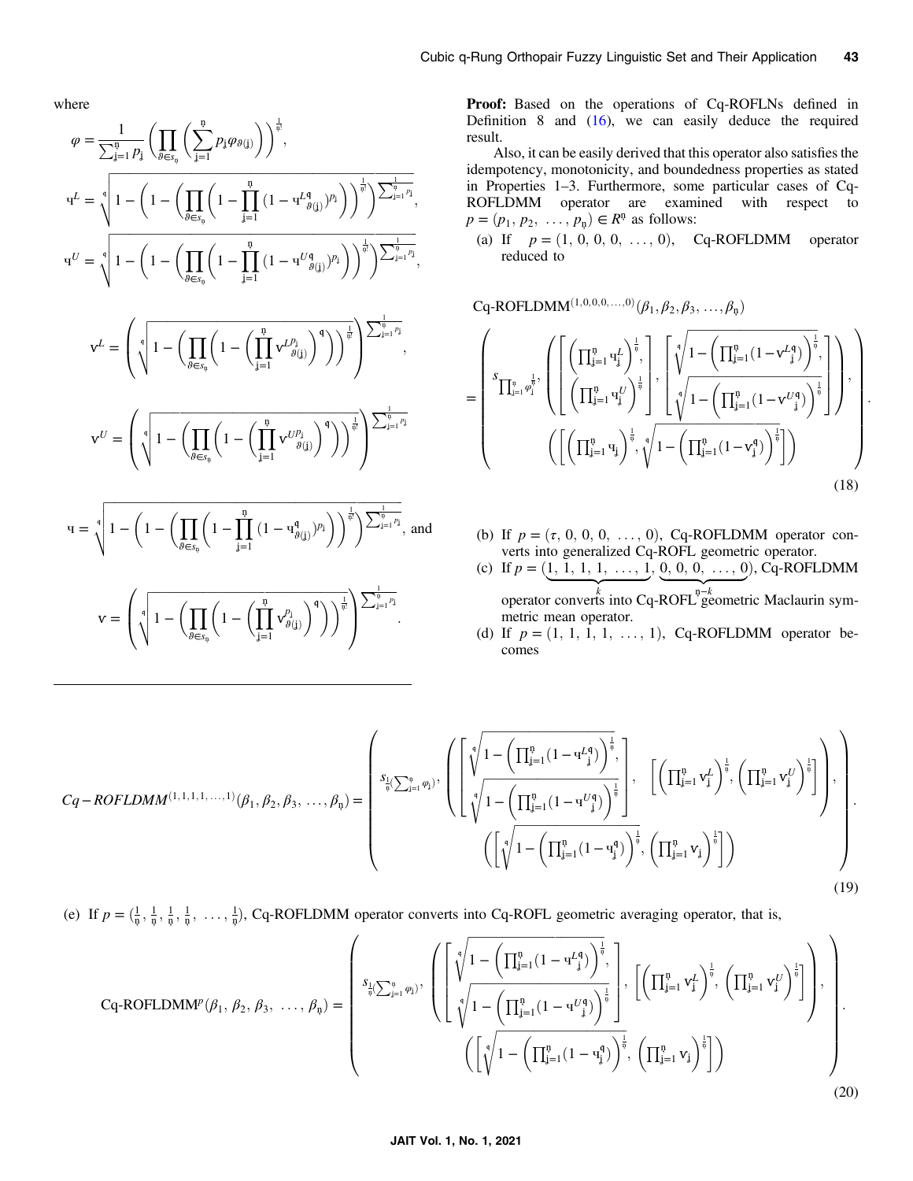where

$$\varphi = \frac{1}{\sum_{\mathfrak{j}=1}^{\mathfrak{n}} p_{\mathfrak{j}}} \left( \prod_{\vartheta \in s_{\mathfrak{n}}} \left( \sum_{\mathfrak{j}=1}^{\mathfrak{n}} p_{\mathfrak{j}} \varphi_{\vartheta(\mathfrak{j})} \right) \right)^{\frac{1}{\mathfrak{n}!}},$$

$$\mathrm{u}^{L} = \sqrt[\mathfrak{q}]{1 - \left( 1 - \left( \prod_{\vartheta \in s_{\mathfrak{n}}} \left( 1 - \prod_{\mathfrak{j}=1}^{\mathfrak{n}} (1 - \mathrm{u}^{L\mathfrak{q}}_{\vartheta(\mathfrak{j})})^{p_{\mathfrak{j}}} \right) \right)^{\frac{1}{\mathfrak{n}!}} \right)^{\frac{1}{\sum_{\mathfrak{j}=1}^{\mathfrak{n}} p_{\mathfrak{j}}}}},$$

$$\mathrm{u}^{U} = \sqrt[\mathfrak{q}]{1 - \left( 1 - \left( \prod_{\vartheta \in s_{\mathfrak{n}}} \left( 1 - \prod_{\mathfrak{j}=1}^{\mathfrak{n}} (1 - \mathrm{u}^{U\mathfrak{q}}_{\vartheta(\mathfrak{j})})^{p_{\mathfrak{j}}} \right) \right)^{\frac{1}{\mathfrak{n}!}} \right)^{\frac{1}{\sum_{\mathfrak{j}=1}^{\mathfrak{n}} p_{\mathfrak{j}}}}},$$

$$\mathrm{v}^{L} = \left( \sqrt[\mathfrak{q}]{1 - \left( \prod_{\vartheta \in s_{\mathfrak{n}}} \left( 1 - \left( \prod_{\mathfrak{j}=1}^{\mathfrak{n}} \mathrm{v}^{L p_{\mathfrak{j}}}_{\vartheta(\mathfrak{j})} \right)^{\mathfrak{q}} \right) \right)^{\frac{1}{\mathfrak{n}!}}} \right)^{\frac{1}{\sum_{\mathfrak{j}=1}^{\mathfrak{n}} p_{\mathfrak{j}}}},$$

$$\mathrm{v}^{U} = \left( \sqrt[\mathfrak{q}]{1 - \left( \prod_{\vartheta \in s_{\mathfrak{n}}} \left( 1 - \left( \prod_{\mathfrak{j}=1}^{\mathfrak{n}} \mathrm{v}^{U p_{\mathfrak{j}}}_{\vartheta(\mathfrak{j})} \right)^{\mathfrak{q}} \right) \right)^{\frac{1}{\mathfrak{n}!}}} \right)^{\frac{1}{\sum_{\mathfrak{j}=1}^{\mathfrak{n}} p_{\mathfrak{j}}}}$$

$$\mathrm{u} = \sqrt[\mathfrak{q}]{1 - \left( 1 - \left( \prod_{\vartheta \in s_{\mathfrak{n}}} \left( 1 - \prod_{\mathfrak{j}=1}^{\mathfrak{n}} (1 - \mathrm{u}^{\mathfrak{q}}_{\vartheta(\mathfrak{j})})^{p_{\mathfrak{j}}} \right) \right)^{\frac{1}{\mathfrak{n}!}} \right)^{\frac{1}{\sum_{\mathfrak{j}=1}^{\mathfrak{n}} p_{\mathfrak{j}}}}}, \text{ and}$$

$$\mathrm{v} = \left( \sqrt[\mathfrak{q}]{1 - \left( \prod_{\vartheta \in s_{\mathfrak{n}}} \left( 1 - \left( \prod_{\mathfrak{j}=1}^{\mathfrak{n}} \mathrm{v}^{p_{\mathfrak{j}}}_{\vartheta(\mathfrak{j})} \right)^{\mathfrak{q}} \right) \right)^{\frac{1}{\mathfrak{n}!}}} \right)^{\frac{1}{\sum_{\mathfrak{j}=1}^{\mathfrak{n}} p_{\mathfrak{j}}}}.$$

**Proof:** Based on the operations of Cq-ROFLNs defined in Definition 8 and (16), we can easily deduce the required result.

Also, it can be easily derived that this operator also satisfies the idempotency, monotonicity, and boundedness properties as stated in Properties 1–3. Furthermore, some particular cases of Cq-ROFLDMM operator are examined with respect to $p = (p_1, p_2, \ldots, p_{\mathfrak{n}}) \in R^{\mathfrak{n}}$ as follows:

(a) If $p = (1, 0, 0, 0, \ldots, 0)$, Cq-ROFLDMM operator reduced to

$$\text{Cq-ROFLDMM}^{(1,0,0,0,\ldots,0)}(\beta_1, \beta_2, \beta_3, \ldots, \beta_{\mathfrak{n}}) = \left( \begin{array}{c} s_{\prod_{\mathfrak{j}=1}^{\mathfrak{n}} \varphi_{\mathfrak{j}}^{\frac{1}{\mathfrak{n}}}}, \left( \left[ \begin{array}{c} \left( \prod_{\mathfrak{j}=1}^{\mathfrak{n}} \mathrm{u}^{L}_{\mathfrak{j}} \right)^{\frac{1}{\mathfrak{n}}}, \\ \left( \prod_{\mathfrak{j}=1}^{\mathfrak{n}} \mathrm{u}^{U}_{\mathfrak{j}} \right)^{\frac{1}{\mathfrak{n}}} \end{array} \right], \left[ \begin{array}{c} \sqrt[\mathfrak{q}]{1 - \left( \prod_{\mathfrak{j}=1}^{\mathfrak{n}} (1 - \mathrm{v}^{L\mathfrak{q}}_{\mathfrak{j}}) \right)^{\frac{1}{\mathfrak{n}}}}, \\ \sqrt[\mathfrak{q}]{1 - \left( \prod_{\mathfrak{j}=1}^{\mathfrak{n}} (1 - \mathrm{v}^{U\mathfrak{q}}_{\mathfrak{j}}) \right)^{\frac{1}{\mathfrak{n}}}} \end{array} \right] \right), \\ \left( \left[ \left( \prod_{\mathfrak{j}=1}^{\mathfrak{n}} \mathrm{u}_{\mathfrak{j}} \right)^{\frac{1}{\mathfrak{n}}}, \sqrt[\mathfrak{q}]{1 - \left( \prod_{\mathfrak{j}=1}^{\mathfrak{n}} (1 - \mathrm{v}^{\mathfrak{q}}_{\mathfrak{j}}) \right)^{\frac{1}{\mathfrak{n}}}} \right] \right) \end{array} \right). \tag{18}$$

(b) If $p = (\tau, 0, 0, 0, \ldots, 0)$, Cq-ROFLDMM operator converts into generalized Cq-ROFL geometric operator.

(c) If $p = (\underbrace{1, 1, 1, 1, \ldots, 1}_{k}, \underbrace{0, 0, 0, \ldots, 0}_{\mathfrak{n}-k})$, Cq-ROFLDMM operator converts into Cq-ROFL geometric Maclaurin symmetric mean operator.

(d) If $p = (1, 1, 1, 1, \ldots, 1)$, Cq-ROFLDMM operator becomes

$$Cq-ROFLDMM^{(1,1,1,1,\ldots,1)}(\beta_1, \beta_2, \beta_3, \ldots, \beta_{\mathfrak{n}}) = \left( \begin{array}{c} s_{\frac{1}{\mathfrak{n}}(\sum_{\mathfrak{j}=1}^{\mathfrak{n}} \varphi_{\mathfrak{j}})}, \left( \left[ \begin{array}{c} \sqrt[\mathfrak{q}]{1 - \left( \prod_{\mathfrak{j}=1}^{\mathfrak{n}} (1 - \mathrm{u}^{L\mathfrak{q}}_{\mathfrak{j}}) \right)^{\frac{1}{\mathfrak{n}}}}, \\ \sqrt[\mathfrak{q}]{1 - \left( \prod_{\mathfrak{j}=1}^{\mathfrak{n}} (1 - \mathrm{u}^{U\mathfrak{q}}_{\mathfrak{j}}) \right)^{\frac{1}{\mathfrak{n}}}} \end{array} \right], \left[ \left( \prod_{\mathfrak{j}=1}^{\mathfrak{n}} \mathrm{v}^{L}_{\mathfrak{j}} \right)^{\frac{1}{\mathfrak{n}}}, \left( \prod_{\mathfrak{j}=1}^{\mathfrak{n}} \mathrm{v}^{U}_{\mathfrak{j}} \right)^{\frac{1}{\mathfrak{n}}} \right] \right), \\ \left( \left[ \sqrt[\mathfrak{q}]{1 - \left( \prod_{\mathfrak{j}=1}^{\mathfrak{n}} (1 - \mathrm{u}^{\mathfrak{q}}_{\mathfrak{j}}) \right)^{\frac{1}{\mathfrak{n}}}}, \left( \prod_{\mathfrak{j}=1}^{\mathfrak{n}} \mathrm{v}_{\mathfrak{j}} \right)^{\frac{1}{\mathfrak{n}}} \right] \right) \end{array} \right). \tag{19}$$

(e) If $p = (\frac{1}{\mathfrak{n}}, \frac{1}{\mathfrak{n}}, \frac{1}{\mathfrak{n}}, \frac{1}{\mathfrak{n}}, \ldots, \frac{1}{\mathfrak{n}})$, Cq-ROFLDMM operator converts into Cq-ROFL geometric averaging operator, that is,

$$\text{Cq-ROFLDMM}^{p}(\beta_1, \beta_2, \beta_3, \ldots, \beta_{\mathfrak{n}}) = \left( \begin{array}{c} s_{\frac{1}{\mathfrak{n}}(\sum_{\mathfrak{j}=1}^{\mathfrak{n}} \varphi_{\mathfrak{j}})}, \left( \left[ \begin{array}{c} \sqrt[\mathfrak{q}]{1 - \left( \prod_{\mathfrak{j}=1}^{\mathfrak{n}} (1 - \mathrm{u}^{L\mathfrak{q}}_{\mathfrak{j}}) \right)^{\frac{1}{\mathfrak{n}}}}, \\ \sqrt[\mathfrak{q}]{1 - \left( \prod_{\mathfrak{j}=1}^{\mathfrak{n}} (1 - \mathrm{u}^{U\mathfrak{q}}_{\mathfrak{j}}) \right)^{\frac{1}{\mathfrak{n}}}} \end{array} \right], \left[ \left( \prod_{\mathfrak{j}=1}^{\mathfrak{n}} \mathrm{v}^{L}_{\mathfrak{j}} \right)^{\frac{1}{\mathfrak{n}}}, \left( \prod_{\mathfrak{j}=1}^{\mathfrak{n}} \mathrm{v}^{U}_{\mathfrak{j}} \right)^{\frac{1}{\mathfrak{n}}} \right] \right), \\ \left( \left[ \sqrt[\mathfrak{q}]{1 - \left( \prod_{\mathfrak{j}=1}^{\mathfrak{n}} (1 - \mathrm{u}^{\mathfrak{q}}_{\mathfrak{j}}) \right)^{\frac{1}{\mathfrak{n}}}}, \left( \prod_{\mathfrak{j}=1}^{\mathfrak{n}} \mathrm{v}_{\mathfrak{j}} \right)^{\frac{1}{\mathfrak{n}}} \right] \right) \end{array} \right). \tag{20}$$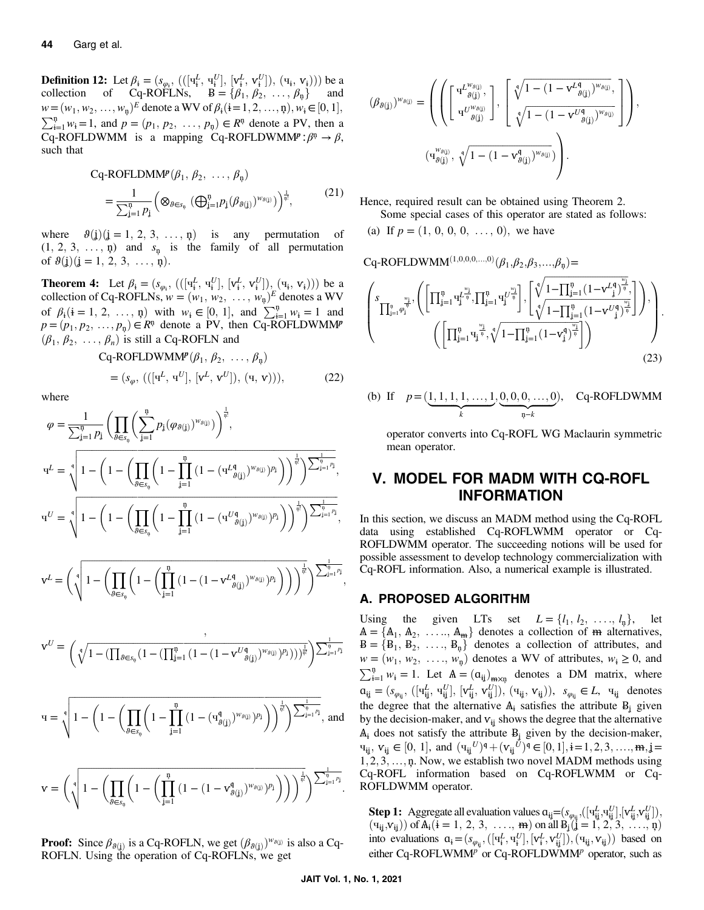**Definition 12:** Let $\beta_i = (s_{\varphi_i}, (([\text{ч}_i^L, \text{ч}_i^U], [\text{v}_i^L, \text{v}_i^U]), (\text{ч}_i, \text{v}_i)))$ be a collection of Cq-ROFLNs, $B = \{\beta_1, \beta_2, \ldots, \beta_n\}$ and $w = (w_1, w_2, \ldots, w_n)^E$ denote a WV of $\beta_i (i = 1, 2, \ldots, n), w_i \in [0, 1]$, $\sum_{i=1}^{n} w_i = 1$, and $p = (p_1, p_2, \ldots, p_n) \in R^n$ denote a PV, then a Cq-ROFLDWMM is a mapping Cq-ROFLDWMM$^p : \beta^n \to \beta$, such that

$$\text{Cq-ROFLDMM}^p(\beta_1, \beta_2, \ldots, \beta_n) = \frac{1}{\sum_{j=1}^{n} p_j} \left( \otimes_{\vartheta \in s_n} \left( \oplus_{j=1}^{n} p_j (\beta_{\vartheta(j)})^{w_{\vartheta(j)}} \right) \right)^{\frac{1}{n!}}, \tag{21}$$

where $\vartheta(j)(j = 1, 2, 3, \ldots, n)$ is any permutation of $(1, 2, 3, \ldots, n)$ and $s_n$ is the family of all permutation of $\vartheta(j)(j = 1, 2, 3, \ldots, n)$.

**Theorem 4:** Let $\beta_i = (s_{\varphi_i}, (([\text{ч}_i^L, \text{ч}_i^U], [\text{v}_i^L, \text{v}_i^U]), (\text{ч}_i, \text{v}_i)))$ be a collection of Cq-ROFLNs, $w = (w_1, w_2, \ldots, w_n)^E$ denotes a WV of $\beta_i (i = 1, 2, \ldots, n)$ with $w_i \in [0, 1]$, and $\sum_{i=1}^{n} w_i = 1$ and $p = (p_1, p_2, \ldots, p_n) \in R^n$ denote a PV, then Cq-ROFLDWMM$^p$ $(\beta_1, \beta_2, \ldots, \beta_n)$ is still a Cq-ROFLN and

$$\text{Cq-ROFLDWMM}^p(\beta_1, \beta_2, \ldots, \beta_n) = (s_{\varphi}, (([\text{ч}^L, \text{ч}^U], [\text{v}^L, \text{v}^U]), (\text{ч}, \text{v}))), \tag{22}$$

where

$$\varphi = \frac{1}{\sum_{j=1}^{n} p_j} \left( \prod_{\vartheta \in s_n} \left( \sum_{j=1}^{n} p_j (\varphi_{\vartheta(j)})^{w_{\vartheta(j)}} \right) \right)^{\frac{1}{n!}},$$

$$\text{ч}^L = \sqrt[q]{1 - \left(1 - \left( \prod_{\vartheta \in s_n} \left(1 - \prod_{j=1}^{n} (1 - (\text{ч}^{Lq}_{\vartheta(j)})^{w_{\vartheta(j)}})^{p_j} \right) \right)^{\frac{1}{n!}} \right)^{\frac{1}{\sum_{j=1}^{n} p_j}}},$$

$$\text{ч}^U = \sqrt[q]{1 - \left(1 - \left( \prod_{\vartheta \in s_n} \left(1 - \prod_{j=1}^{n} (1 - (\text{ч}^{Uq}_{\vartheta(j)})^{w_{\vartheta(j)}})^{p_j} \right) \right)^{\frac{1}{n!}} \right)^{\frac{1}{\sum_{j=1}^{n} p_j}}},$$

$$\text{v}^L = \left( \sqrt[q]{1 - \left( \prod_{\vartheta \in s_n} \left(1 - \left( \prod_{j=1}^{n} (1 - (1 - \text{v}^{Lq}_{\vartheta(j)})^{w_{\vartheta(j)}})^{p_j} \right) \right) \right)^{\frac{1}{n!}}} \right)^{\frac{1}{\sum_{j=1}^{n} p_j}},$$

$$\text{v}^U = \left( \sqrt[q]{1 - \left( \prod_{\vartheta \in s_n} (1 - (\prod_{j=1}^{n} (1 - (1 - \text{v}^{Uq}_{\vartheta(j)})^{w_{\vartheta(j)}})^{p_j})) \right)^{\frac{1}{n!}}} \right)^{\frac{1}{\sum_{j=1}^{n} p_j}}$$

$$\text{ч} = \sqrt[q]{1 - \left(1 - \left( \prod_{\vartheta \in s_n} \left(1 - \prod_{j=1}^{n} (1 - (\text{ч}^{q}_{\vartheta(j)})^{w_{\vartheta(j)}})^{p_j} \right) \right)^{\frac{1}{n!}} \right)^{\frac{1}{\sum_{j=1}^{n} p_j}}}, \text{ and}$$

$$\text{v} = \left( \sqrt[q]{1 - \left( \prod_{\vartheta \in s_n} \left(1 - \left( \prod_{j=1}^{n} (1 - (1 - \text{v}^{q}_{\vartheta(j)})^{w_{\vartheta(j)}})^{p_j} \right) \right) \right)^{\frac{1}{n!}}} \right)^{\frac{1}{\sum_{j=1}^{n} p_j}}.$$

**Proof:** Since $\beta_{\vartheta(j)}$ is a Cq-ROFLN, we get $(\beta_{\vartheta(j)})^{w_{\vartheta(j)}}$ is also a Cq-ROFLN. Using the operation of Cq-ROFLNs, we get

$$(\beta_{\vartheta(j)})^{w_{\vartheta(j)}} = \left( \left( \left[ \begin{matrix} \text{ч}^{L^{w_{\vartheta(j)}}}_{\vartheta(j)}, \\ \text{ч}^{U^{w_{\vartheta(j)}}}_{\vartheta(j)} \end{matrix} \right], \left[ \begin{matrix} \sqrt[q]{1 - (1 - \text{v}^{Lq}_{\vartheta(j)})^{w_{\vartheta(j)}}}, \\ \sqrt[q]{1 - (1 - \text{v}^{Uq}_{\vartheta(j)})^{w_{\vartheta(j)}}} \end{matrix} \right] \right), \left( \text{ч}^{w_{\vartheta(j)}}_{\vartheta(j)}, \sqrt[q]{1 - (1 - \text{v}^{q}_{\vartheta(j)})^{w_{\vartheta(j)}}} \right) \right).$$

Hence, required result can be obtained using Theorem 2.

Some special cases of this operator are stated as follows:

(a) If $p = (1, 0, 0, 0, \ldots, 0)$, we have

$$\text{Cq-ROFLDWMM}^{(1,0,0,0,\ldots,0)}(\beta_1, \beta_2, \beta_3, \ldots, \beta_n) = \left( s_{\prod_{j=1}^{n} \varphi_j^{\frac{w_j}{n}}}, \left( \left[ \prod_{j=1}^{n} \text{ч}_j^{L\frac{w_j}{n}}, \prod_{j=1}^{n} \text{ч}_j^{U\frac{w_j}{n}} \right], \left[ \begin{matrix} \sqrt[q]{1 - \prod_{j=1}^{n} (1 - \text{v}_j^{Lq})^{\frac{w_j}{n}}}, \\ \sqrt[q]{1 - \prod_{j=1}^{n} (1 - \text{v}_j^{Uq})^{\frac{w_j}{n}}} \end{matrix} \right] \right), \left( \left[ \prod_{j=1}^{n} \text{ч}_j^{\frac{w_j}{n}}, \sqrt[q]{1 - \prod_{j=1}^{n} (1 - \text{v}_j^{q})^{\frac{w_j}{n}}} \right] \right) \right). \tag{23}$$

(b) If $p = (\underbrace{1, 1, 1, 1, \ldots, 1}_{k}, \underbrace{0, 0, 0, \ldots, 0}_{n-k})$, Cq-ROFLDWMM operator converts into Cq-ROFL WG Maclaurin symmetric mean operator.

## V. MODEL FOR MADM WITH CQ-ROFL INFORMATION

In this section, we discuss an MADM method using the Cq-ROFL data using established Cq-ROFLWMM operator or Cq-ROFLDWMM operator. The succeeding notions will be used for possible assessment to develop technology commercialization with Cq-ROFL information. Also, a numerical example is illustrated.

### A. PROPOSED ALGORITHM

Using the given LTs set $L = \{l_1, l_2, \ldots, l_n\}$, let $A = \{A_1, A_2, \ldots, A_m\}$ denotes a collection of $m$ alternatives, $B = \{B_1, B_2, \ldots, B_n\}$ denotes a collection of attributes, and $w = (w_1, w_2, \ldots, w_n)$ denotes a WV of attributes, $w_i \geq 0$, and $\sum_{i=1}^{n} w_i = 1$. Let $A = (a_{ij})_{m \times n}$ denotes a DM matrix, where $a_{ij} = (s_{\varphi_{ij}}, ([\text{ч}_{ij}^L, \text{ч}_{ij}^U], [\text{v}_{ij}^L, \text{v}_{ij}^U]), (\text{ч}_{ij}, \text{v}_{ij}))$, $s_{\varphi_{ij}} \in L$, $\text{ч}_{ij}$ denotes the degree that the alternative $A_i$ satisfies the attribute $B_j$ given by the decision-maker, and $\text{v}_{ij}$ shows the degree that the alternative $A_i$ does not satisfy the attribute $B_j$ given by the decision-maker, $\text{ч}_{ij}, \text{v}_{ij} \in [0, 1]$, and $(\text{ч}_{ij}{}^U)^q + (\text{v}_{ij}{}^U)^q \in [0, 1], i = 1, 2, 3, \ldots, m, j = 1, 2, 3, \ldots, n$. Now, we establish two novel MADM methods using Cq-ROFL information based on Cq-ROFLWMM or Cq-ROFLDWMM operator.

**Step 1:** Aggregate all evaluation values $a_{ij} = (s_{\varphi_{ij}}, ([\text{ч}_{ij}^L, \text{ч}_{ij}^U], [\text{v}_{ij}^L, \text{v}_{ij}^U]), (\text{ч}_{ij}, \text{v}_{ij}))$ of $A_i (i = 1, 2, 3, \ldots, m)$ on all $B_j (j = 1, 2, 3, \ldots, n)$ into evaluations $a_i = (s_{\varphi_{ij}}, ([\text{ч}_i^L, \text{ч}_i^U], [\text{v}_i^L, \text{v}_{ij}^U]), (\text{ч}_{ij}, \text{v}_{ij}))$ based on either Cq-ROFLWMM$^p$ or Cq-ROFLDWMM$^p$ operator, such as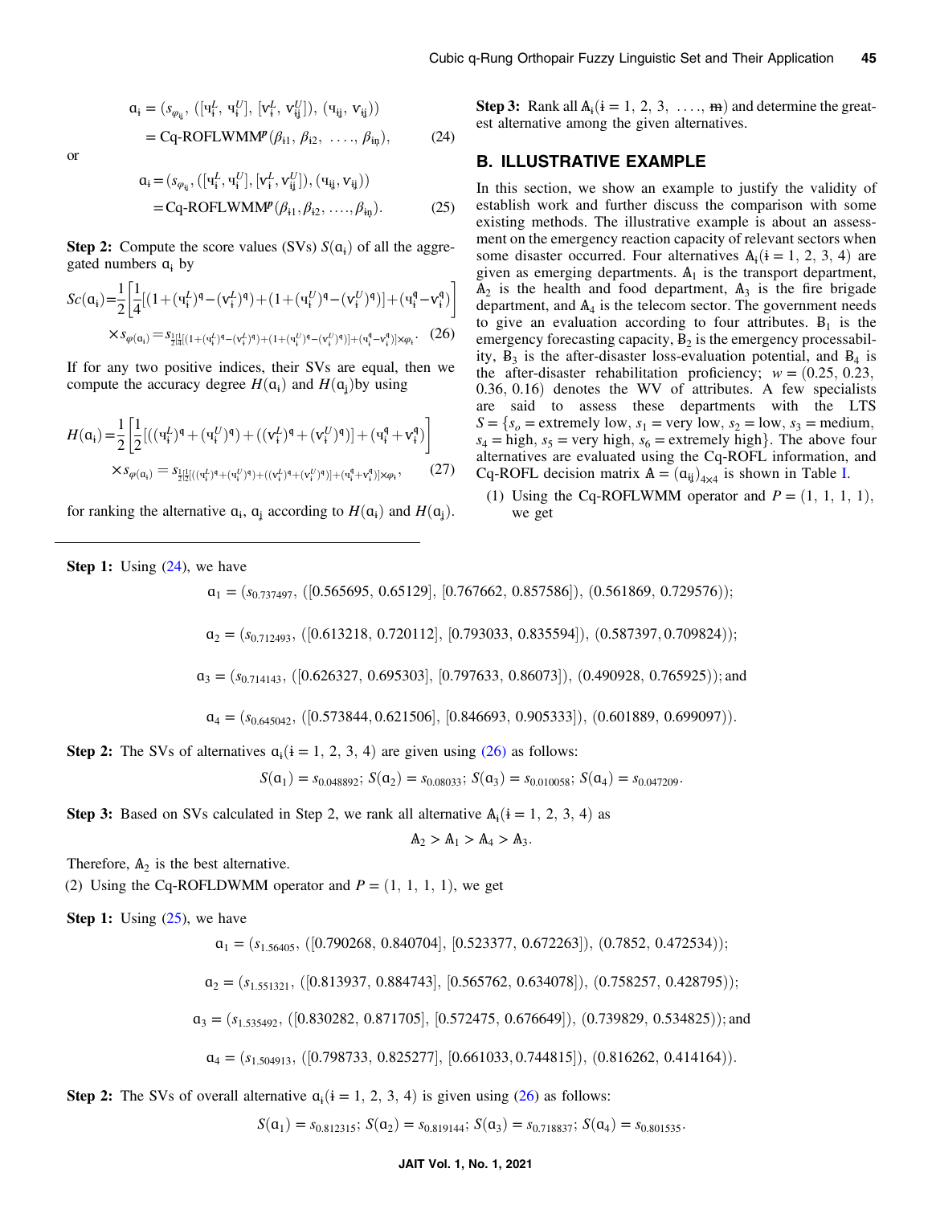$$\mathfrak{a}_{\mathfrak{i}} = (s_{\varphi_{\mathfrak{i}\mathfrak{j}}}, ([\mathfrak{u}_{\mathfrak{i}}^{L}, \mathfrak{u}_{\mathfrak{i}}^{U}], [\mathfrak{v}_{\mathfrak{i}}^{L}, \mathfrak{v}_{\mathfrak{i}\mathfrak{j}}^{U}]), (\mathfrak{u}_{\mathfrak{i}\mathfrak{j}}, \mathfrak{v}_{\mathfrak{i}\mathfrak{j}})) = \text{Cq-ROFLWMM}^{P}(\beta_{\mathfrak{i}1}, \beta_{\mathfrak{i}2}, \ldots, \beta_{\mathfrak{i}\mathfrak{n}}), \quad (24)$$

or

$$\mathfrak{a}_{\mathfrak{i}} = (s_{\varphi_{\mathfrak{i}\mathfrak{j}}}, ([\mathfrak{u}_{\mathfrak{i}}^{L}, \mathfrak{u}_{\mathfrak{i}}^{U}], [\mathfrak{v}_{\mathfrak{i}}^{L}, \mathfrak{v}_{\mathfrak{i}\mathfrak{j}}^{U}]), (\mathfrak{u}_{\mathfrak{i}\mathfrak{j}}, \mathfrak{v}_{\mathfrak{i}\mathfrak{j}})) = \text{Cq-ROFLWMM}^{P}(\beta_{\mathfrak{i}1}, \beta_{\mathfrak{i}2}, \ldots, \beta_{\mathfrak{i}\mathfrak{n}}). \quad (25)$$

**Step 2:** Compute the score values (SVs) $S(\mathfrak{a}_{\mathfrak{i}})$ of all the aggregated numbers $\mathfrak{a}_{\mathfrak{i}}$ by

$$Sc(\mathfrak{a}_{\mathfrak{i}}) = \frac{1}{2}\left[\frac{1}{4}[(1+(\mathfrak{u}_{\mathfrak{i}}^{L})^{\mathfrak{q}}-(\mathfrak{v}_{\mathfrak{i}}^{L})^{\mathfrak{q}})+(1+(\mathfrak{u}_{\mathfrak{i}}^{U})^{\mathfrak{q}}-(\mathfrak{v}_{\mathfrak{i}}^{U})^{\mathfrak{q}})]+(\mathfrak{u}_{\mathfrak{i}}^{\mathfrak{q}}-\mathfrak{v}_{\mathfrak{i}}^{\mathfrak{q}})\right] \times s_{\varphi(\mathfrak{a}_{\mathfrak{i}})} = s_{\frac{1}{2}[\frac{1}{4}[(1+(\mathfrak{u}_{\mathfrak{i}}^{L})^{\mathfrak{q}}-(\mathfrak{v}_{\mathfrak{i}}^{L})^{\mathfrak{q}})+(1+(\mathfrak{u}_{\mathfrak{i}}^{U})^{\mathfrak{q}}-(\mathfrak{v}_{\mathfrak{i}}^{U})^{\mathfrak{q}})]+(\mathfrak{u}_{\mathfrak{i}}^{\mathfrak{q}}-\mathfrak{v}_{\mathfrak{i}}^{\mathfrak{q}})]\times\varphi_{\mathfrak{i}}}. \quad (26)$$

If for any two positive indices, their SVs are equal, then we compute the accuracy degree $H(\mathfrak{a}_{\mathfrak{i}})$ and $H(\mathfrak{a}_{\mathfrak{j}})$ by using

$$H(\mathfrak{a}_{\mathfrak{i}}) = \frac{1}{2}\left[\frac{1}{2}[((\mathfrak{u}_{\mathfrak{i}}^{L})^{\mathfrak{q}}+(\mathfrak{u}_{\mathfrak{i}}^{U})^{\mathfrak{q}})+((\mathfrak{v}_{\mathfrak{i}}^{L})^{\mathfrak{q}}+(\mathfrak{v}_{\mathfrak{i}}^{U})^{\mathfrak{q}})]+(\mathfrak{u}_{\mathfrak{i}}^{\mathfrak{q}}+\mathfrak{v}_{\mathfrak{i}}^{\mathfrak{q}})\right] \times s_{\varphi(\mathfrak{a}_{\mathfrak{i}})} = s_{\frac{1}{2}[\frac{1}{2}[((\mathfrak{u}_{\mathfrak{i}}^{L})^{\mathfrak{q}}+(\mathfrak{u}_{\mathfrak{i}}^{U})^{\mathfrak{q}})+((\mathfrak{v}_{\mathfrak{i}}^{L})^{\mathfrak{q}}+(\mathfrak{v}_{\mathfrak{i}}^{U})^{\mathfrak{q}})]+(\mathfrak{u}_{\mathfrak{i}}^{\mathfrak{q}}+\mathfrak{v}_{\mathfrak{i}}^{\mathfrak{q}})]\times\varphi_{\mathfrak{i}}}, \quad (27)$$

for ranking the alternative $\mathfrak{a}_{\mathfrak{i}}$, $\mathfrak{a}_{\mathfrak{j}}$ according to $H(\mathfrak{a}_{\mathfrak{i}})$ and $H(\mathfrak{a}_{\mathfrak{j}})$.

**Step 3:** Rank all $\mathbb{A}_{\mathfrak{i}}(\mathfrak{i} = 1, 2, 3, \ldots, \mathfrak{m})$ and determine the greatest alternative among the given alternatives.

## B. ILLUSTRATIVE EXAMPLE

In this section, we show an example to justify the validity of establish work and further discuss the comparison with some existing methods. The illustrative example is about an assessment on the emergency reaction capacity of relevant sectors when some disaster occurred. Four alternatives $\mathbb{A}_{\mathfrak{i}}(\mathfrak{i} = 1, 2, 3, 4)$ are given as emerging departments. $\mathbb{A}_1$ is the transport department, $\mathbb{A}_2$ is the health and food department, $\mathbb{A}_3$ is the fire brigade department, and $\mathbb{A}_4$ is the telecom sector. The government needs to give an evaluation according to four attributes. $\mathbb{B}_1$ is the emergency forecasting capacity, $\mathbb{B}_2$ is the emergency processability, $\mathbb{B}_3$ is the after-disaster loss-evaluation potential, and $\mathbb{B}_4$ is the after-disaster rehabilitation proficiency; $w = (0.25, 0.23, 0.36, 0.16)$ denotes the WV of attributes. A few specialists are said to assess these departments with the LTS $S = \{s_o = \text{extremely low}, s_1 = \text{very low}, s_2 = \text{low}, s_3 = \text{medium}, s_4 = \text{high}, s_5 = \text{very high}, s_6 = \text{extremely high}\}$. The above four alternatives are evaluated using the Cq-ROFL information, and Cq-ROFL decision matrix $\mathbb{A} = (\mathfrak{a}_{\mathfrak{i}\mathfrak{j}})_{4\times 4}$ is shown in Table I.

(1) Using the Cq-ROFLWMM operator and $P = (1, 1, 1, 1)$, we get

**Step 1:** Using (24), we have

$$\mathfrak{a}_1 = (s_{0.737497}, ([0.565695, 0.65129], [0.767662, 0.857586]), (0.561869, 0.729576));$$

$$\mathfrak{a}_2 = (s_{0.712493}, ([0.613218, 0.720112], [0.793033, 0.835594]), (0.587397, 0.709824));$$

$$\mathfrak{a}_3 = (s_{0.714143}, ([0.626327, 0.695303], [0.797633, 0.86073]), (0.490928, 0.765925)); \text{and}$$

$$\mathfrak{a}_4 = (s_{0.645042}, ([0.573844, 0.621506], [0.846693, 0.905333]), (0.601889, 0.699097)).$$

**Step 2:** The SVs of alternatives $\mathfrak{a}_{\mathfrak{i}}(\mathfrak{i} = 1, 2, 3, 4)$ are given using (26) as follows:

$$S(\mathfrak{a}_1) = s_{0.048892};\ S(\mathfrak{a}_2) = s_{0.08033};\ S(\mathfrak{a}_3) = s_{0.010058};\ S(\mathfrak{a}_4) = s_{0.047209}.$$

**Step 3:** Based on SVs calculated in Step 2, we rank all alternative $\mathbb{A}_{\mathfrak{i}}(\mathfrak{i} = 1, 2, 3, 4)$ as

$$\mathbb{A}_2 > \mathbb{A}_1 > \mathbb{A}_4 > \mathbb{A}_3.$$

Therefore, $\mathbb{A}_2$ is the best alternative.

(2) Using the Cq-ROFLDWMM operator and $P = (1, 1, 1, 1)$, we get

**Step 1:** Using (25), we have

$$\mathfrak{a}_1 = (s_{1.56405}, ([0.790268, 0.840704], [0.523377, 0.672263]), (0.7852, 0.472534));$$

$$\mathfrak{a}_2 = (s_{1.551321}, ([0.813937, 0.884743], [0.565762, 0.634078]), (0.758257, 0.428795));$$

$$\mathfrak{a}_3 = (s_{1.535492}, ([0.830282, 0.871705], [0.572475, 0.676649]), (0.739829, 0.534825)); \text{and}$$

$$\mathfrak{a}_4 = (s_{1.504913}, ([0.798733, 0.825277], [0.661033, 0.744815]), (0.816262, 0.414164)).$$

**Step 2:** The SVs of overall alternative $\mathfrak{a}_{\mathfrak{i}}(\mathfrak{i} = 1, 2, 3, 4)$ is given using (26) as follows:

$$S(\mathfrak{a}_1) = s_{0.812315};\ S(\mathfrak{a}_2) = s_{0.819144};\ S(\mathfrak{a}_3) = s_{0.718837};\ S(\mathfrak{a}_4) = s_{0.801535}.$$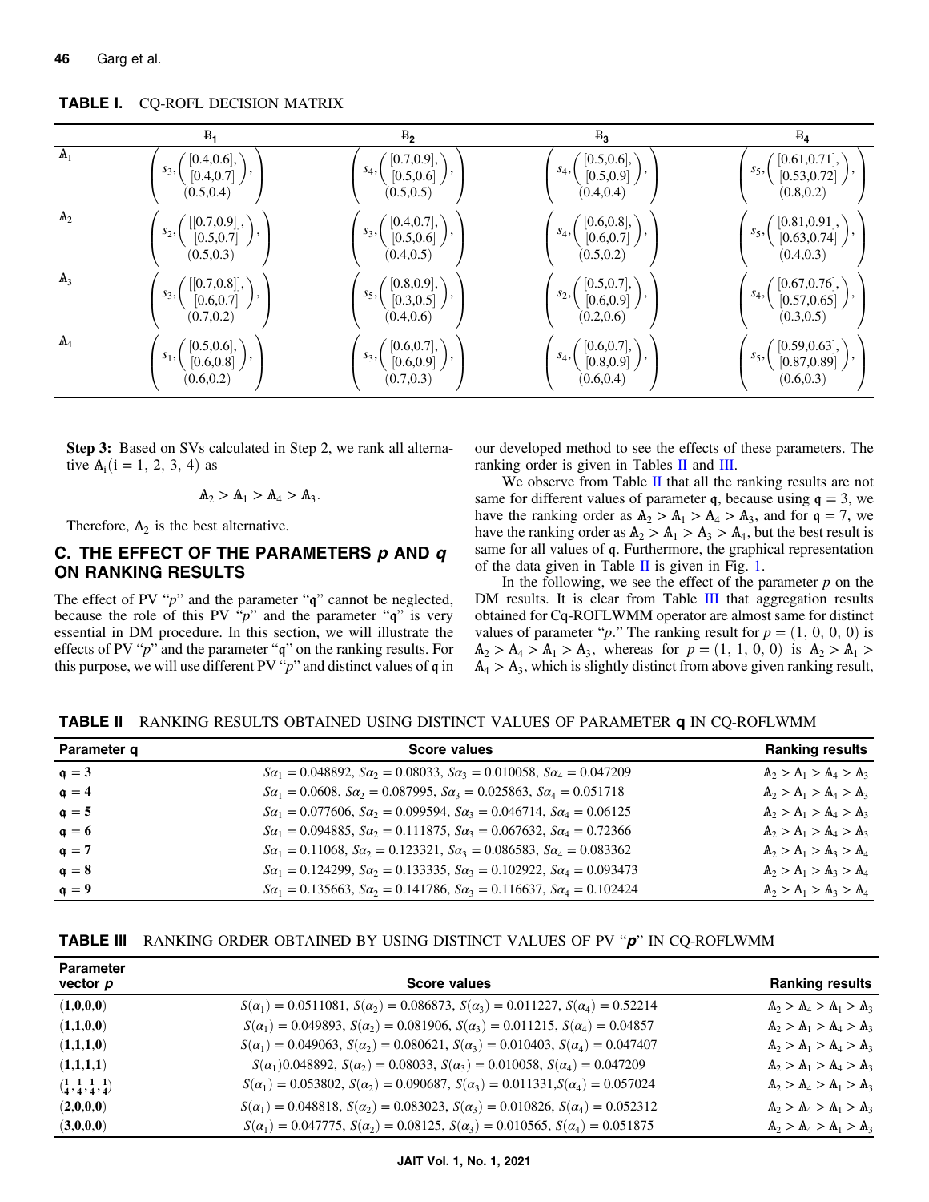**TABLE I.** CQ-ROFL DECISION MATRIX

| | $B_1$ | $B_2$ | $B_3$ | $B_4$ |
|---|---|---|---|---|
| $A_1$ | $\left(s_3, \left(\begin{array}{c}[0.4,0.6],\\ [0.4,0.7]\\ (0.5,0.4)\end{array}\right)\right)$ | $\left(s_4, \left(\begin{array}{c}[0.7,0.9],\\ [0.5,0.6]\\ (0.5,0.5)\end{array}\right)\right)$ | $\left(s_4, \left(\begin{array}{c}[0.5,0.6],\\ [0.5,0.9]\\ (0.4,0.4)\end{array}\right)\right)$ | $\left(s_5, \left(\begin{array}{c}[0.61,0.71],\\ [0.53,0.72]\\ (0.8,0.2)\end{array}\right)\right)$ |
| $A_2$ | $\left(s_2, \left(\begin{array}{c}[[0.7,0.9]],\\ [0.5,0.7]\\ (0.5,0.3)\end{array}\right)\right)$ | $\left(s_3, \left(\begin{array}{c}[0.4,0.7],\\ [0.5,0.6]\\ (0.4,0.5)\end{array}\right)\right)$ | $\left(s_4, \left(\begin{array}{c}[0.6,0.8],\\ [0.6,0.7]\\ (0.5,0.2)\end{array}\right)\right)$ | $\left(s_5, \left(\begin{array}{c}[0.81,0.91],\\ [0.63,0.74]\\ (0.4,0.3)\end{array}\right)\right)$ |
| $A_3$ | $\left(s_3, \left(\begin{array}{c}[[0.7,0.8]],\\ [0.6,0.7]\\ (0.7,0.2)\end{array}\right)\right)$ | $\left(s_5, \left(\begin{array}{c}[0.8,0.9],\\ [0.3,0.5]\\ (0.4,0.6)\end{array}\right)\right)$ | $\left(s_2, \left(\begin{array}{c}[0.5,0.7],\\ [0.6,0.9]\\ (0.2,0.6)\end{array}\right)\right)$ | $\left(s_4, \left(\begin{array}{c}[0.67,0.76],\\ [0.57,0.65]\\ (0.3,0.5)\end{array}\right)\right)$ |
| $A_4$ | $\left(s_1, \left(\begin{array}{c}[0.5,0.6],\\ [0.6,0.8]\\ (0.6,0.2)\end{array}\right)\right)$ | $\left(s_3, \left(\begin{array}{c}[0.6,0.7],\\ [0.6,0.9]\\ (0.7,0.3)\end{array}\right)\right)$ | $\left(s_4, \left(\begin{array}{c}[0.6,0.7],\\ [0.8,0.9]\\ (0.6,0.4)\end{array}\right)\right)$ | $\left(s_5, \left(\begin{array}{c}[0.59,0.63],\\ [0.87,0.89]\\ (0.6,0.3)\end{array}\right)\right)$ |

**Step 3:** Based on SVs calculated in Step 2, we rank all alternative $A_i (i = 1, 2, 3, 4)$ as

$$A_2 > A_1 > A_4 > A_3.$$

Therefore, $A_2$ is the best alternative.

## C. THE EFFECT OF THE PARAMETERS *p* AND *q* ON RANKING RESULTS

The effect of PV "$p$" and the parameter "$q$" cannot be neglected, because the role of this PV "$p$" and the parameter "$q$" is very essential in DM procedure. In this section, we will illustrate the effects of PV "$p$" and the parameter "$q$" on the ranking results. For this purpose, we will use different PV "$p$" and distinct values of $q$ in our developed method to see the effects of these parameters. The ranking order is given in Tables II and III.

We observe from Table II that all the ranking results are not same for different values of parameter $q$, because using $q = 3$, we have the ranking order as $A_2 > A_1 > A_4 > A_3$, and for $q = 7$, we have the ranking order as $A_2 > A_1 > A_3 > A_4$, but the best result is same for all values of $q$. Furthermore, the graphical representation of the data given in Table II is given in Fig. 1.

In the following, we see the effect of the parameter $p$ on the DM results. It is clear from Table III that aggregation results obtained for Cq-ROFLWMM operator are almost same for distinct values of parameter "$p$." The ranking result for $p = (1, 0, 0, 0)$ is $A_2 > A_4 > A_1 > A_3$, whereas for $p = (1, 1, 0, 0)$ is $A_2 > A_1 > A_4 > A_3$, which is slightly distinct from above given ranking result,

**TABLE II** RANKING RESULTS OBTAINED USING DISTINCT VALUES OF PARAMETER **q** IN CQ-ROFLWMM

| Parameter q | Score values | Ranking results |
|---|---|---|
| $q = 3$ | $S\alpha_1 = 0.048892,\ S\alpha_2 = 0.08033,\ S\alpha_3 = 0.010058,\ S\alpha_4 = 0.047209$ | $A_2 > A_1 > A_4 > A_3$ |
| $q = 4$ | $S\alpha_1 = 0.0608,\ S\alpha_2 = 0.087995,\ S\alpha_3 = 0.025863,\ S\alpha_4 = 0.051718$ | $A_2 > A_1 > A_4 > A_3$ |
| $q = 5$ | $S\alpha_1 = 0.077606,\ S\alpha_2 = 0.099594,\ S\alpha_3 = 0.046714,\ S\alpha_4 = 0.06125$ | $A_2 > A_1 > A_4 > A_3$ |
| $q = 6$ | $S\alpha_1 = 0.094885,\ S\alpha_2 = 0.111875,\ S\alpha_3 = 0.067632,\ S\alpha_4 = 0.72366$ | $A_2 > A_1 > A_4 > A_3$ |
| $q = 7$ | $S\alpha_1 = 0.11068,\ S\alpha_2 = 0.123321,\ S\alpha_3 = 0.086583,\ S\alpha_4 = 0.083362$ | $A_2 > A_1 > A_3 > A_4$ |
| $q = 8$ | $S\alpha_1 = 0.124299,\ S\alpha_2 = 0.133335,\ S\alpha_3 = 0.102922,\ S\alpha_4 = 0.093473$ | $A_2 > A_1 > A_3 > A_4$ |
| $q = 9$ | $S\alpha_1 = 0.135663,\ S\alpha_2 = 0.141786,\ S\alpha_3 = 0.116637,\ S\alpha_4 = 0.102424$ | $A_2 > A_1 > A_3 > A_4$ |

**TABLE III** RANKING ORDER OBTAINED BY USING DISTINCT VALUES OF PV "***p***" IN CQ-ROFLWMM

| Parameter vector $p$ | Score values | Ranking results |
|---|---|---|
| $(1,0,0,0)$ | $S(\alpha_1) = 0.0511081,\ S(\alpha_2) = 0.086873,\ S(\alpha_3) = 0.011227,\ S(\alpha_4) = 0.52214$ | $A_2 > A_4 > A_1 > A_3$ |
| $(1,1,0,0)$ | $S(\alpha_1) = 0.049893,\ S(\alpha_2) = 0.081906,\ S(\alpha_3) = 0.011215,\ S(\alpha_4) = 0.04857$ | $A_2 > A_1 > A_4 > A_3$ |
| $(1,1,1,0)$ | $S(\alpha_1) = 0.049063,\ S(\alpha_2) = 0.080621,\ S(\alpha_3) = 0.010403,\ S(\alpha_4) = 0.047407$ | $A_2 > A_1 > A_4 > A_3$ |
| $(1,1,1,1)$ | $S(\alpha_1)0.048892,\ S(\alpha_2) = 0.08033,\ S(\alpha_3) = 0.010058,\ S(\alpha_4) = 0.047209$ | $A_2 > A_1 > A_4 > A_3$ |
| $(\frac{1}{4},\frac{1}{4},\frac{1}{4},\frac{1}{4})$ | $S(\alpha_1) = 0.053802,\ S(\alpha_2) = 0.090687,\ S(\alpha_3) = 0.011331, S(\alpha_4) = 0.057024$ | $A_2 > A_4 > A_1 > A_3$ |
| $(2,0,0,0)$ | $S(\alpha_1) = 0.048818,\ S(\alpha_2) = 0.083023,\ S(\alpha_3) = 0.010826,\ S(\alpha_4) = 0.052312$ | $A_2 > A_4 > A_1 > A_3$ |
| $(3,0,0,0)$ | $S(\alpha_1) = 0.047775,\ S(\alpha_2) = 0.08125,\ S(\alpha_3) = 0.010565,\ S(\alpha_4) = 0.051875$ | $A_2 > A_4 > A_1 > A_3$ |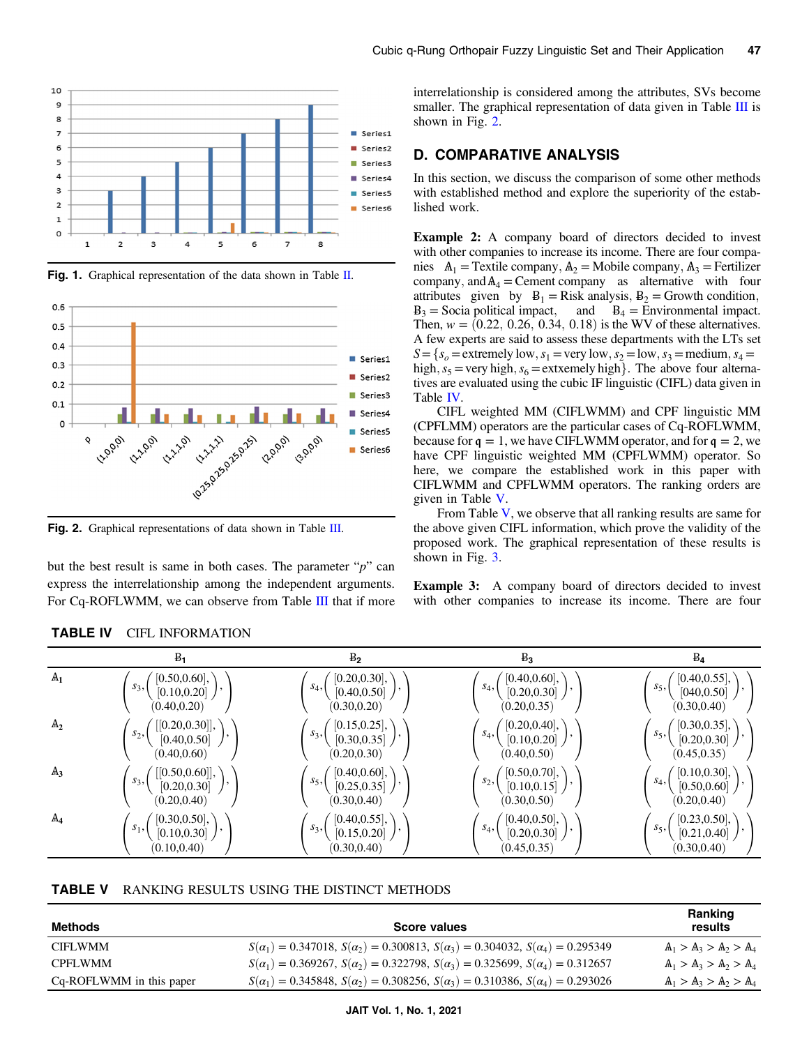Fig. 1. Graphical representation of the data shown in Table II.

Fig. 2. Graphical representations of data shown in Table III.

but the best result is same in both cases. The parameter "$p$" can express the interrelationship among the independent arguments. For Cq-ROFLWMM, we can observe from Table III that if more interrelationship is considered among the attributes, SVs become smaller. The graphical representation of data given in Table III is shown in Fig. 2.

## D. COMPARATIVE ANALYSIS

In this section, we discuss the comparison of some other methods with established method and explore the superiority of the established work.

**Example 2:** A company board of directors decided to invest with other companies to increase its income. There are four companies $\mathbb{A}_1$ = Textile company, $\mathbb{A}_2$ = Mobile company, $\mathbb{A}_3$ = Fertilizer company, and $\mathbb{A}_4$ = Cement company as alternative with four attributes given by $\mathbb{B}_1$ = Risk analysis, $\mathbb{B}_2$ = Growth condition, $\mathbb{B}_3$ = Socia political impact, and $\mathbb{B}_4$ = Environmental impact. Then, $w = (0.22, 0.26, 0.34, 0.18)$ is the WV of these alternatives. A few experts are said to assess these departments with the LTs set $S = \{s_o$ = extremely low, $s_1$ = very low, $s_2$ = low, $s_3$ = medium, $s_4$ = high, $s_5$ = very high, $s_6$ = extxemely high$\}$. The above four alternatives are evaluated using the cubic IF linguistic (CIFL) data given in Table IV.

CIFL weighted MM (CIFLWMM) and CPF linguistic MM (CPFLMM) operators are the particular cases of Cq-ROFLWMM, because for $q = 1$, we have CIFLWMM operator, and for $q = 2$, we have CPF linguistic weighted MM (CPFLWMM) operator. So here, we compare the established work in this paper with CIFLWMM and CPFLWMM operators. The ranking orders are given in Table V.

From Table V, we observe that all ranking results are same for the above given CIFL information, which prove the validity of the proposed work. The graphical representation of these results is shown in Fig. 3.

**Example 3:** A company board of directors decided to invest with other companies to increase its income. There are four

**TABLE IV** CIFL INFORMATION

| | $\mathbb{B}_1$ | $\mathbb{B}_2$ | $\mathbb{B}_3$ | $\mathbb{B}_4$ |
|---|---|---|---|---|
| $\mathbb{A}_1$ | $(s_3, ([0.50,0.60], [0.10,0.20], (0.40,0.20)))$ | $(s_4, ([0.20,0.30], [0.40,0.50], (0.30,0.20)))$ | $(s_4, ([0.40,0.60], [0.20,0.30], (0.20,0.35)))$ | $(s_5, ([0.40,0.55], [040,0.50], (0.30,0.40)))$ |
| $\mathbb{A}_2$ | $(s_2, ([[0.20,0.30]], [0.40,0.50], (0.40,0.60)))$ | $(s_3, ([0.15,0.25], [0.30,0.35], (0.20,0.30)))$ | $(s_4, ([0.20,0.40], [0.10,0.20], (0.40,0.50)))$ | $(s_5, ([0.30,0.35], [0.20,0.30], (0.45,0.35)))$ |
| $\mathbb{A}_3$ | $(s_3, ([[0.50,0.60]], [0.20,0.30], (0.20,0.40)))$ | $(s_5, ([0.40,0.60], [0.25,0.35], (0.30,0.40)))$ | $(s_2, ([0.50,0.70], [0.10,0.15], (0.30,0.50)))$ | $(s_4, ([0.10,0.30], [0.50,0.60], (0.20,0.40)))$ |
| $\mathbb{A}_4$ | $(s_1, ([0.30,0.50], [0.10,0.30], (0.10,0.40)))$ | $(s_3, ([0.40,0.55], [0.15,0.20], (0.30,0.40)))$ | $(s_4, ([0.40,0.50], [0.20,0.30], (0.45,0.35)))$ | $(s_5, ([0.23,0.50], [0.21,0.40], (0.30,0.40)))$ |

**TABLE V** RANKING RESULTS USING THE DISTINCT METHODS

| Methods | Score values | Ranking results |
|---|---|---|
| CIFLWMM | $S(\alpha_1) = 0.347018$, $S(\alpha_2) = 0.300813$, $S(\alpha_3) = 0.304032$, $S(\alpha_4) = 0.295349$ | $\mathbb{A}_1 > \mathbb{A}_3 > \mathbb{A}_2 > \mathbb{A}_4$ |
| CPFLWMM | $S(\alpha_1) = 0.369267$, $S(\alpha_2) = 0.322798$, $S(\alpha_3) = 0.325699$, $S(\alpha_4) = 0.312657$ | $\mathbb{A}_1 > \mathbb{A}_3 > \mathbb{A}_2 > \mathbb{A}_4$ |
| Cq-ROFLWMM in this paper | $S(\alpha_1) = 0.345848$, $S(\alpha_2) = 0.308256$, $S(\alpha_3) = 0.310386$, $S(\alpha_4) = 0.293026$ | $\mathbb{A}_1 > \mathbb{A}_3 > \mathbb{A}_2 > \mathbb{A}_4$ |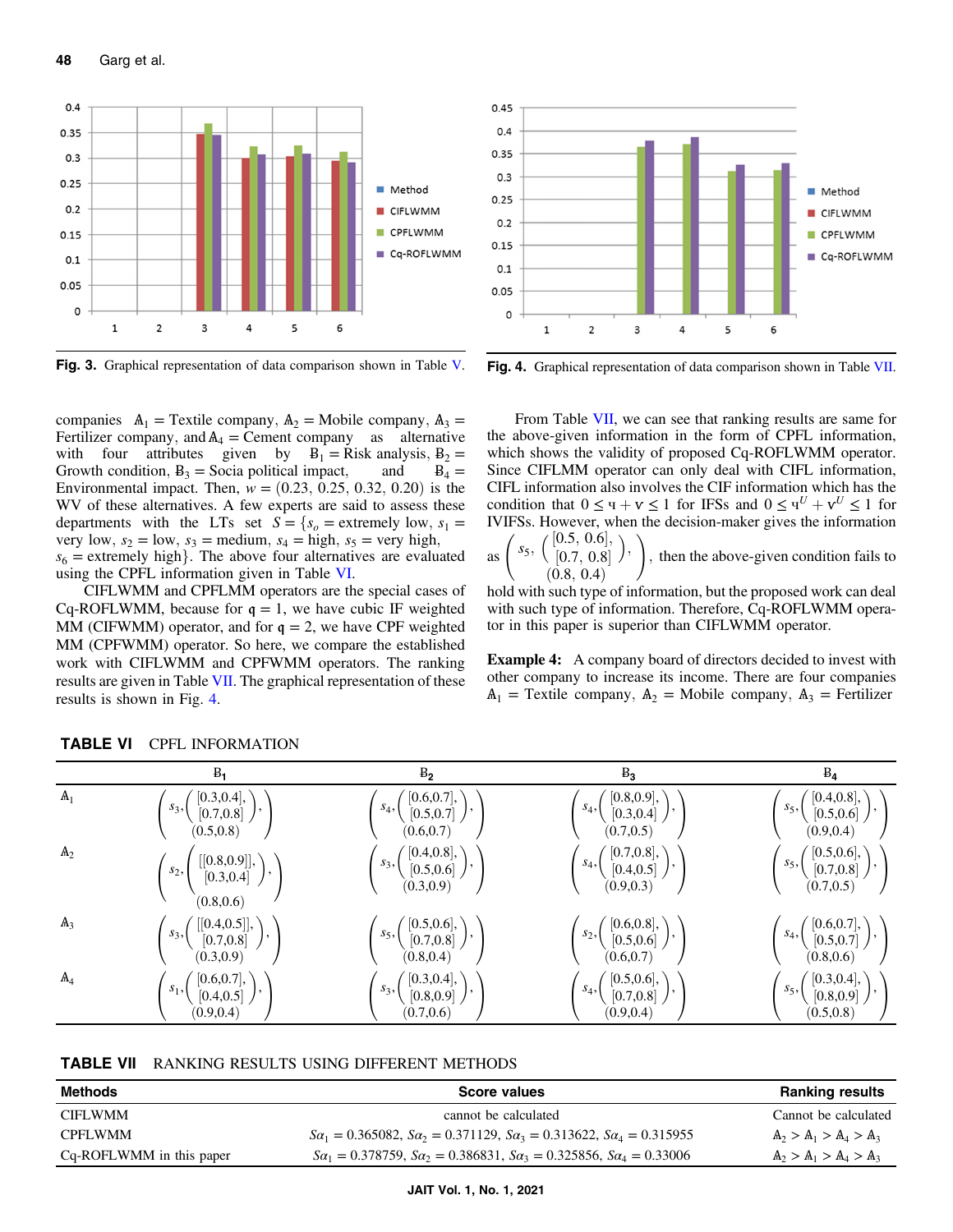Fig. 3. Graphical representation of data comparison shown in Table V.

Fig. 4. Graphical representation of data comparison shown in Table VII.

companies $A_1$ = Textile company, $A_2$ = Mobile company, $A_3$ = Fertilizer company, and $A_4$ = Cement company as alternative with four attributes given by $B_1$ = Risk analysis, $B_2$ = Growth condition, $B_3$ = Socia political impact, and $B_4$ = Environmental impact. Then, $w = (0.23, 0.25, 0.32, 0.20)$ is the WV of these alternatives. A few experts are said to assess these departments with the LTs set $S = \{s_o$ = extremely low, $s_1$ = very low, $s_2$ = low, $s_3$ = medium, $s_4$ = high, $s_5$ = very high, $s_6$ = extremely high$\}$. The above four alternatives are evaluated using the CPFL information given in Table VI.

CIFLWMM and CPFLMM operators are the special cases of Cq-ROFLWMM, because for $q = 1$, we have cubic IF weighted MM (CIFWMM) operator, and for $q = 2$, we have CPF weighted MM (CPFWMM) operator. So here, we compare the established work with CIFLWMM and CPFWMM operators. The ranking results are given in Table VII. The graphical representation of these results is shown in Fig. 4.

From Table VII, we can see that ranking results are same for the above-given information in the form of CPFL information, which shows the validity of proposed Cq-ROFLWMM operator. Since CIFLMM operator can only deal with CIFL information, CIFL information also involves the CIF information which has the condition that $0 \le u + v \le 1$ for IFSs and $0 \le u^U + v^U \le 1$ for IVIFSs. However, when the decision-maker gives the information as $\left(s_5, \left(\begin{array}{c}[0.5, 0.6],\\ [0.7, 0.8]\\ (0.8, 0.4)\end{array}\right)\right)$, then the above-given condition fails to hold with such type of information, but the proposed work can deal with such type of information. Therefore, Cq-ROFLWMM operator in this paper is superior than CIFLWMM operator.

**Example 4:** A company board of directors decided to invest with other company to increase its income. There are four companies $A_1$ = Textile company, $A_2$ = Mobile company, $A_3$ = Fertilizer

**TABLE VI** CPFL INFORMATION

| | $B_1$ | $B_2$ | $B_3$ | $B_4$ |
|---|---|---|---|---|
| $A_1$ | $\left(s_3, \left(\begin{array}{c}[0.3,0.4],\\ [0.7,0.8]\\ (0.5,0.8)\end{array}\right)\right)$ | $\left(s_4, \left(\begin{array}{c}[0.6,0.7],\\ [0.5,0.7]\\ (0.6,0.7)\end{array}\right)\right)$ | $\left(s_4, \left(\begin{array}{c}[0.8,0.9],\\ [0.3,0.4]\\ (0.7,0.5)\end{array}\right)\right)$ | $\left(s_5, \left(\begin{array}{c}[0.4,0.8],\\ [0.5,0.6]\\ (0.9,0.4)\end{array}\right)\right)$ |
| $A_2$ | $\left(s_2, \left(\begin{array}{c}[[0.8,0.9]],\\ [0.3,0.4]\\ (0.8,0.6)\end{array}\right)\right)$ | $\left(s_3, \left(\begin{array}{c}[0.4,0.8],\\ [0.5,0.6]\\ (0.3,0.9)\end{array}\right)\right)$ | $\left(s_4, \left(\begin{array}{c}[0.7,0.8],\\ [0.4,0.5]\\ (0.9,0.3)\end{array}\right)\right)$ | $\left(s_5, \left(\begin{array}{c}[0.5,0.6],\\ [0.7,0.8]\\ (0.7,0.5)\end{array}\right)\right)$ |
| $A_3$ | $\left(s_3, \left(\begin{array}{c}[[0.4,0.5]],\\ [0.7,0.8]\\ (0.3,0.9)\end{array}\right)\right)$ | $\left(s_5, \left(\begin{array}{c}[0.5,0.6],\\ [0.7,0.8]\\ (0.8,0.4)\end{array}\right)\right)$ | $\left(s_2, \left(\begin{array}{c}[0.6,0.8],\\ [0.5,0.6]\\ (0.6,0.7)\end{array}\right)\right)$ | $\left(s_4, \left(\begin{array}{c}[0.6,0.7],\\ [0.5,0.7]\\ (0.8,0.6)\end{array}\right)\right)$ |
| $A_4$ | $\left(s_1, \left(\begin{array}{c}[0.6,0.7],\\ [0.4,0.5]\\ (0.9,0.4)\end{array}\right)\right)$ | $\left(s_3, \left(\begin{array}{c}[0.3,0.4],\\ [0.8,0.9]\\ (0.7,0.6)\end{array}\right)\right)$ | $\left(s_4, \left(\begin{array}{c}[0.5,0.6],\\ [0.7,0.8]\\ (0.9,0.4)\end{array}\right)\right)$ | $\left(s_5, \left(\begin{array}{c}[0.3,0.4],\\ [0.8,0.9]\\ (0.5,0.8)\end{array}\right)\right)$ |

**TABLE VII** RANKING RESULTS USING DIFFERENT METHODS

| Methods | Score values | Ranking results |
|---|---|---|
| CIFLWMM | cannot be calculated | Cannot be calculated |
| CPFLWMM | $S\alpha_1 = 0.365082$, $S\alpha_2 = 0.371129$, $S\alpha_3 = 0.313622$, $S\alpha_4 = 0.315955$ | $A_2 > A_1 > A_4 > A_3$ |
| Cq-ROFLWMM in this paper | $S\alpha_1 = 0.378759$, $S\alpha_2 = 0.386831$, $S\alpha_3 = 0.325856$, $S\alpha_4 = 0.33006$ | $A_2 > A_1 > A_4 > A_3$ |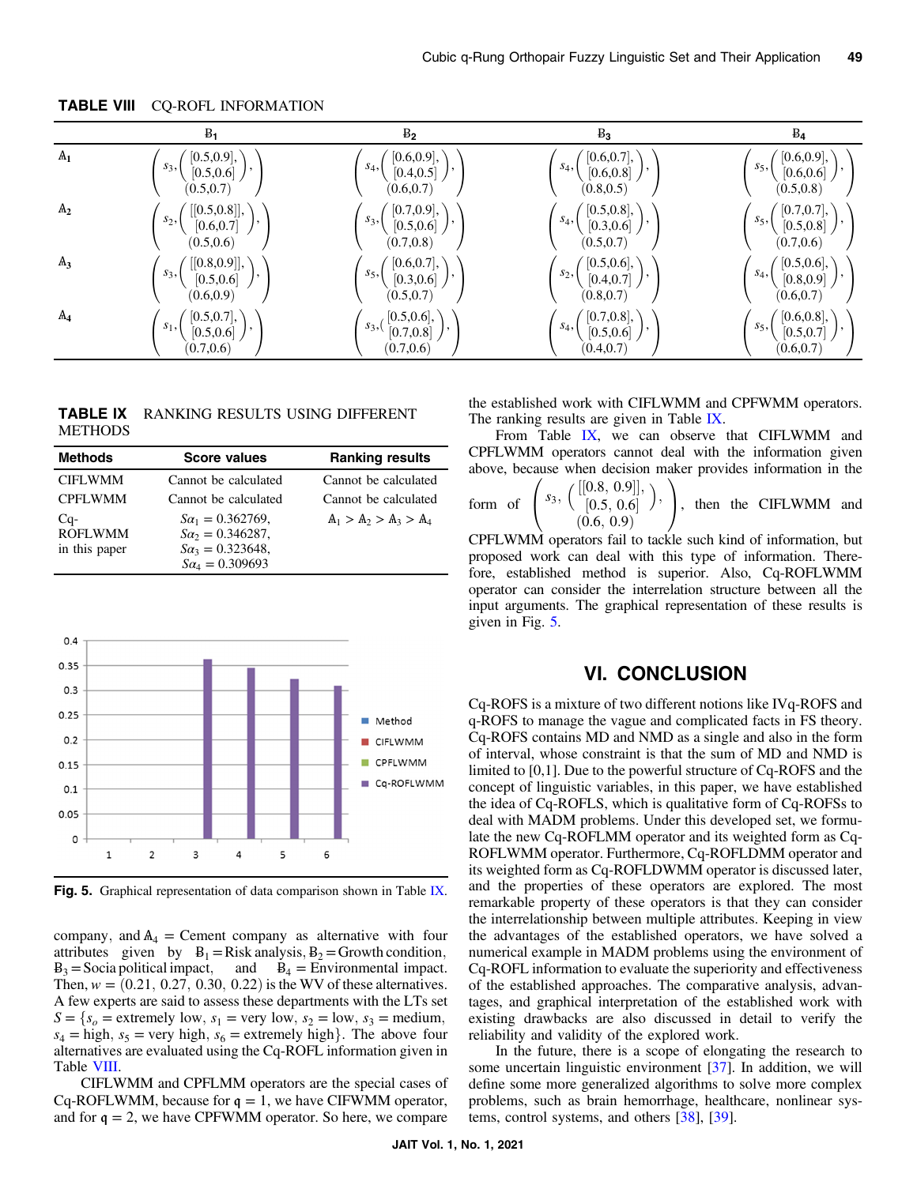TABLE VIII CQ-ROFL INFORMATION

|  | $\mathrm{B}_1$ | $\mathrm{B}_2$ | $\mathrm{B}_3$ | $\mathrm{B}_4$ |
|---|---|---|---|---|
| $\mathbb{A}_1$ | $\left(s_3, \begin{pmatrix} [0.5,0.9], \\ [0.5,0.6] \\ (0.5,0.7) \end{pmatrix}\right)$ | $\left(s_4, \begin{pmatrix} [0.6,0.9], \\ [0.4,0.5] \\ (0.6,0.7) \end{pmatrix}\right)$ | $\left(s_4, \begin{pmatrix} [0.6,0.7], \\ [0.6,0.8] \\ (0.8,0.5) \end{pmatrix}\right)$ | $\left(s_5, \begin{pmatrix} [0.6,0.9], \\ [0.6,0.6] \\ (0.5,0.8) \end{pmatrix}\right)$ |
| $\mathbb{A}_2$ | $\left(s_2, \begin{pmatrix} [[0.5,0.8]], \\ [0.6,0.7] \\ (0.5,0.6) \end{pmatrix}\right)$ | $\left(s_3, \begin{pmatrix} [0.7,0.9], \\ [0.5,0.6] \\ (0.7,0.8) \end{pmatrix}\right)$ | $\left(s_4, \begin{pmatrix} [0.5,0.8], \\ [0.3,0.6] \\ (0.5,0.7) \end{pmatrix}\right)$ | $\left(s_5, \begin{pmatrix} [0.7,0.7], \\ [0.5,0.8] \\ (0.7,0.6) \end{pmatrix}\right)$ |
| $\mathbb{A}_3$ | $\left(s_3, \begin{pmatrix} [[0.8,0.9]], \\ [0.5,0.6] \\ (0.6,0.9) \end{pmatrix}\right)$ | $\left(s_5, \begin{pmatrix} [0.6,0.7], \\ [0.3,0.6] \\ (0.5,0.7) \end{pmatrix}\right)$ | $\left(s_2, \begin{pmatrix} [0.5,0.6], \\ [0.4,0.7] \\ (0.8,0.7) \end{pmatrix}\right)$ | $\left(s_4, \begin{pmatrix} [0.5,0.6], \\ [0.8,0.9] \\ (0.6,0.7) \end{pmatrix}\right)$ |
| $\mathbb{A}_4$ | $\left(s_1, \begin{pmatrix} [0.5,0.7], \\ [0.5,0.6] \\ (0.7,0.6) \end{pmatrix}\right)$ | $\left(s_3, \begin{pmatrix} [0.5,0.6], \\ [0.7,0.8] \\ (0.7,0.6) \end{pmatrix}\right)$ | $\left(s_4, \begin{pmatrix} [0.7,0.8], \\ [0.5,0.6] \\ (0.4,0.7) \end{pmatrix}\right)$ | $\left(s_5, \begin{pmatrix} [0.6,0.8], \\ [0.5,0.7] \\ (0.6,0.7) \end{pmatrix}\right)$ |

TABLE IX RANKING RESULTS USING DIFFERENT METHODS

| Methods | Score values | Ranking results |
|---|---|---|
| CIFLWMM | Cannot be calculated | Cannot be calculated |
| CPFLWMM | Cannot be calculated | Cannot be calculated |
| Cq-ROFLWMM in this paper | $S\alpha_1 = 0.362769$, $S\alpha_2 = 0.346287$, $S\alpha_3 = 0.323648$, $S\alpha_4 = 0.309693$ | $\mathbb{A}_1 > \mathbb{A}_2 > \mathbb{A}_3 > \mathbb{A}_4$ |

**Fig. 5.** Graphical representation of data comparison shown in Table IX.

company, and $\mathbb{A}_4$ = Cement company as alternative with four attributes given by $\mathrm{B}_1$ = Risk analysis, $\mathrm{B}_2$ = Growth condition, $\mathrm{B}_3$ = Socia political impact, and $\mathrm{B}_4$ = Environmental impact. Then, $w = (0.21, 0.27, 0.30, 0.22)$ is the WV of these alternatives. A few experts are said to assess these departments with the LTs set $S = \{s_o$ = extremely low, $s_1$ = very low, $s_2$ = low, $s_3$ = medium, $s_4$ = high, $s_5$ = very high, $s_6$ = extremely high$\}$. The above four alternatives are evaluated using the Cq-ROFL information given in Table VIII.

CIFLWMM and CPFLMM operators are the special cases of Cq-ROFLWMM, because for $\mathfrak{q} = 1$, we have CIFWMM operator, and for $\mathfrak{q} = 2$, we have CPFWMM operator. So here, we compare the established work with CIFLWMM and CPFWMM operators. The ranking results are given in Table IX.

From Table IX, we can observe that CIFLWMM and CPFLWMM operators cannot deal with the information given above, because when decision maker provides information in the form of $\left(s_3, \begin{pmatrix} [[0.8,\ 0.9]], \\ [0.5,\ 0.6] \\ (0.6,\ 0.9) \end{pmatrix}\right)$, then the CIFLWMM and CPFLWMM operators fail to tackle such kind of information, but proposed work can deal with this type of information. Therefore, established method is superior. Also, Cq-ROFLWMM operator can consider the interrelation structure between all the input arguments. The graphical representation of these results is given in Fig. 5.

## VI. CONCLUSION

Cq-ROFS is a mixture of two different notions like IVq-ROFS and q-ROFS to manage the vague and complicated facts in FS theory. Cq-ROFS contains MD and NMD as a single and also in the form of interval, whose constraint is that the sum of MD and NMD is limited to [0,1]. Due to the powerful structure of Cq-ROFS and the concept of linguistic variables, in this paper, we have established the idea of Cq-ROFLS, which is qualitative form of Cq-ROFSs to deal with MADM problems. Under this developed set, we formulate the new Cq-ROFLMM operator and its weighted form as Cq-ROFLWMM operator. Furthermore, Cq-ROFLDMM operator and its weighted form as Cq-ROFLDWMM operator is discussed later, and the properties of these operators are explored. The most remarkable property of these operators is that they can consider the interrelationship between multiple attributes. Keeping in view the advantages of the established operators, we have solved a numerical example in MADM problems using the environment of Cq-ROFL information to evaluate the superiority and effectiveness of the established approaches. The comparative analysis, advantages, and graphical interpretation of the established work with existing drawbacks are also discussed in detail to verify the reliability and validity of the explored work.

In the future, there is a scope of elongating the research to some uncertain linguistic environment [37]. In addition, we will define some more generalized algorithms to solve more complex problems, such as brain hemorrhage, healthcare, nonlinear systems, control systems, and others [38], [39].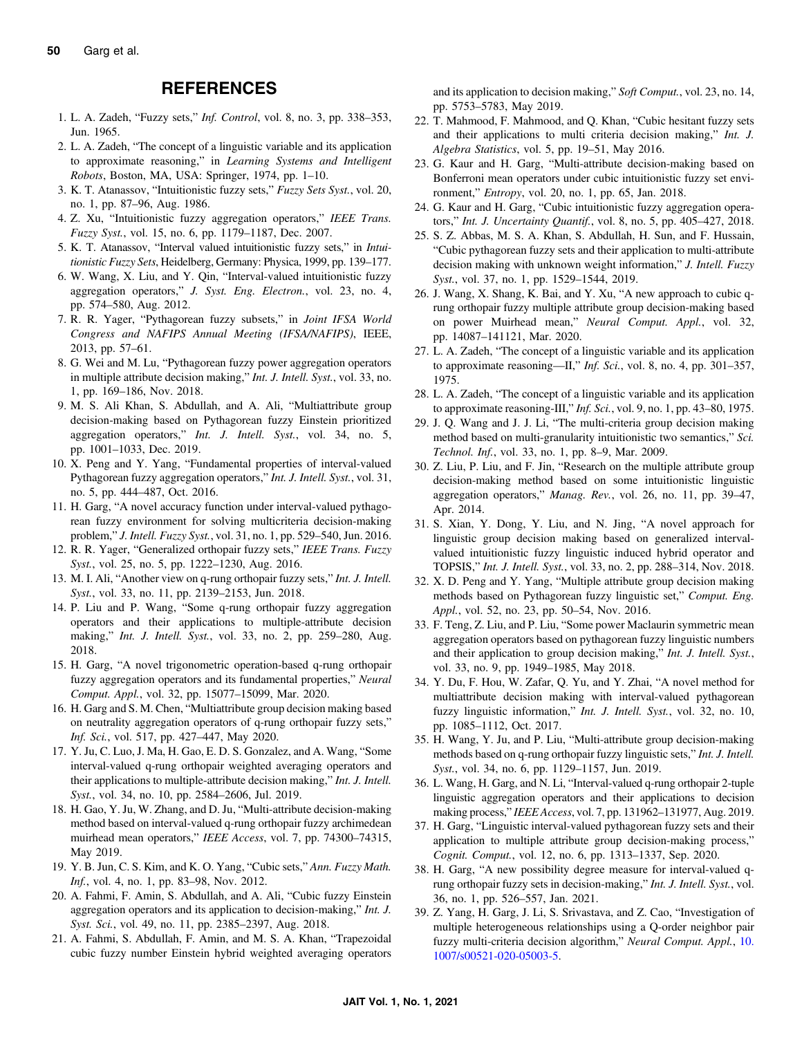## REFERENCES

1. L. A. Zadeh, "Fuzzy sets," *Inf. Control*, vol. 8, no. 3, pp. 338–353, Jun. 1965.
2. L. A. Zadeh, "The concept of a linguistic variable and its application to approximate reasoning," in *Learning Systems and Intelligent Robots*, Boston, MA, USA: Springer, 1974, pp. 1–10.
3. K. T. Atanassov, "Intuitionistic fuzzy sets," *Fuzzy Sets Syst.*, vol. 20, no. 1, pp. 87–96, Aug. 1986.
4. Z. Xu, "Intuitionistic fuzzy aggregation operators," *IEEE Trans. Fuzzy Syst.*, vol. 15, no. 6, pp. 1179–1187, Dec. 2007.
5. K. T. Atanassov, "Interval valued intuitionistic fuzzy sets," in *Intuitionistic Fuzzy Sets*, Heidelberg, Germany: Physica, 1999, pp. 139–177.
6. W. Wang, X. Liu, and Y. Qin, "Interval-valued intuitionistic fuzzy aggregation operators," *J. Syst. Eng. Electron.*, vol. 23, no. 4, pp. 574–580, Aug. 2012.
7. R. R. Yager, "Pythagorean fuzzy subsets," in *Joint IFSA World Congress and NAFIPS Annual Meeting (IFSA/NAFIPS)*, IEEE, 2013, pp. 57–61.
8. G. Wei and M. Lu, "Pythagorean fuzzy power aggregation operators in multiple attribute decision making," *Int. J. Intell. Syst.*, vol. 33, no. 1, pp. 169–186, Nov. 2018.
9. M. S. Ali Khan, S. Abdullah, and A. Ali, "Multiattribute group decision-making based on Pythagorean fuzzy Einstein prioritized aggregation operators," *Int. J. Intell. Syst.*, vol. 34, no. 5, pp. 1001–1033, Dec. 2019.
10. X. Peng and Y. Yang, "Fundamental properties of interval-valued Pythagorean fuzzy aggregation operators," *Int. J. Intell. Syst.*, vol. 31, no. 5, pp. 444–487, Oct. 2016.
11. H. Garg, "A novel accuracy function under interval-valued pythagorean fuzzy environment for solving multicriteria decision-making problem," *J. Intell. Fuzzy Syst.*, vol. 31, no. 1, pp. 529–540, Jun. 2016.
12. R. R. Yager, "Generalized orthopair fuzzy sets," *IEEE Trans. Fuzzy Syst.*, vol. 25, no. 5, pp. 1222–1230, Aug. 2016.
13. M. I. Ali, "Another view on q-rung orthopair fuzzy sets," *Int. J. Intell. Syst.*, vol. 33, no. 11, pp. 2139–2153, Jun. 2018.
14. P. Liu and P. Wang, "Some q-rung orthopair fuzzy aggregation operators and their applications to multiple-attribute decision making," *Int. J. Intell. Syst.*, vol. 33, no. 2, pp. 259–280, Aug. 2018.
15. H. Garg, "A novel trigonometric operation-based q-rung orthopair fuzzy aggregation operators and its fundamental properties," *Neural Comput. Appl.*, vol. 32, pp. 15077–15099, Mar. 2020.
16. H. Garg and S. M. Chen, "Multiattribute group decision making based on neutrality aggregation operators of q-rung orthopair fuzzy sets," *Inf. Sci.*, vol. 517, pp. 427–447, May 2020.
17. Y. Ju, C. Luo, J. Ma, H. Gao, E. D. S. Gonzalez, and A. Wang, "Some interval-valued q-rung orthopair weighted averaging operators and their applications to multiple-attribute decision making," *Int. J. Intell. Syst.*, vol. 34, no. 10, pp. 2584–2606, Jul. 2019.
18. H. Gao, Y. Ju, W. Zhang, and D. Ju, "Multi-attribute decision-making method based on interval-valued q-rung orthopair fuzzy archimedean muirhead mean operators," *IEEE Access*, vol. 7, pp. 74300–74315, May 2019.
19. Y. B. Jun, C. S. Kim, and K. O. Yang, "Cubic sets," *Ann. Fuzzy Math. Inf.*, vol. 4, no. 1, pp. 83–98, Nov. 2012.
20. A. Fahmi, F. Amin, S. Abdullah, and A. Ali, "Cubic fuzzy Einstein aggregation operators and its application to decision-making," *Int. J. Syst. Sci.*, vol. 49, no. 11, pp. 2385–2397, Aug. 2018.
21. A. Fahmi, S. Abdullah, F. Amin, and M. S. A. Khan, "Trapezoidal cubic fuzzy number Einstein hybrid weighted averaging operators and its application to decision making," *Soft Comput.*, vol. 23, no. 14, pp. 5753–5783, May 2019.
22. T. Mahmood, F. Mahmood, and Q. Khan, "Cubic hesitant fuzzy sets and their applications to multi criteria decision making," *Int. J. Algebra Statistics*, vol. 5, pp. 19–51, May 2016.
23. G. Kaur and H. Garg, "Multi-attribute decision-making based on Bonferroni mean operators under cubic intuitionistic fuzzy set environment," *Entropy*, vol. 20, no. 1, pp. 65, Jan. 2018.
24. G. Kaur and H. Garg, "Cubic intuitionistic fuzzy aggregation operators," *Int. J. Uncertainty Quantif.*, vol. 8, no. 5, pp. 405–427, 2018.
25. S. Z. Abbas, M. S. A. Khan, S. Abdullah, H. Sun, and F. Hussain, "Cubic pythagorean fuzzy sets and their application to multi-attribute decision making with unknown weight information," *J. Intell. Fuzzy Syst.*, vol. 37, no. 1, pp. 1529–1544, 2019.
26. J. Wang, X. Shang, K. Bai, and Y. Xu, "A new approach to cubic q-rung orthopair fuzzy multiple attribute group decision-making based on power Muirhead mean," *Neural Comput. Appl.*, vol. 32, pp. 14087–141121, Mar. 2020.
27. L. A. Zadeh, "The concept of a linguistic variable and its application to approximate reasoning—II," *Inf. Sci.*, vol. 8, no. 4, pp. 301–357, 1975.
28. L. A. Zadeh, "The concept of a linguistic variable and its application to approximate reasoning-III," *Inf. Sci.*, vol. 9, no. 1, pp. 43–80, 1975.
29. J. Q. Wang and J. J. Li, "The multi-criteria group decision making method based on multi-granularity intuitionistic two semantics," *Sci. Technol. Inf.*, vol. 33, no. 1, pp. 8–9, Mar. 2009.
30. Z. Liu, P. Liu, and F. Jin, "Research on the multiple attribute group decision-making method based on some intuitionistic linguistic aggregation operators," *Manag. Rev.*, vol. 26, no. 11, pp. 39–47, Apr. 2014.
31. S. Xian, Y. Dong, Y. Liu, and N. Jing, "A novel approach for linguistic group decision making based on generalized interval-valued intuitionistic fuzzy linguistic induced hybrid operator and TOPSIS," *Int. J. Intell. Syst.*, vol. 33, no. 2, pp. 288–314, Nov. 2018.
32. X. D. Peng and Y. Yang, "Multiple attribute group decision making methods based on Pythagorean fuzzy linguistic set," *Comput. Eng. Appl.*, vol. 52, no. 23, pp. 50–54, Nov. 2016.
33. F. Teng, Z. Liu, and P. Liu, "Some power Maclaurin symmetric mean aggregation operators based on pythagorean fuzzy linguistic numbers and their application to group decision making," *Int. J. Intell. Syst.*, vol. 33, no. 9, pp. 1949–1985, May 2018.
34. Y. Du, F. Hou, W. Zafar, Q. Yu, and Y. Zhai, "A novel method for multiattribute decision making with interval-valued pythagorean fuzzy linguistic information," *Int. J. Intell. Syst.*, vol. 32, no. 10, pp. 1085–1112, Oct. 2017.
35. H. Wang, Y. Ju, and P. Liu, "Multi-attribute group decision-making methods based on q-rung orthopair fuzzy linguistic sets," *Int. J. Intell. Syst.*, vol. 34, no. 6, pp. 1129–1157, Jun. 2019.
36. L. Wang, H. Garg, and N. Li, "Interval-valued q-rung orthopair 2-tuple linguistic aggregation operators and their applications to decision making process," *IEEE Access*, vol. 7, pp. 131962–131977, Aug. 2019.
37. H. Garg, "Linguistic interval-valued pythagorean fuzzy sets and their application to multiple attribute group decision-making process," *Cognit. Comput.*, vol. 12, no. 6, pp. 1313–1337, Sep. 2020.
38. H. Garg, "A new possibility degree measure for interval-valued q-rung orthopair fuzzy sets in decision-making," *Int. J. Intell. Syst.*, vol. 36, no. 1, pp. 526–557, Jan. 2021.
39. Z. Yang, H. Garg, J. Li, S. Srivastava, and Z. Cao, "Investigation of multiple heterogeneous relationships using a Q-order neighbor pair fuzzy multi-criteria decision algorithm," *Neural Comput. Appl.*, 10.1007/s00521-020-05003-5.